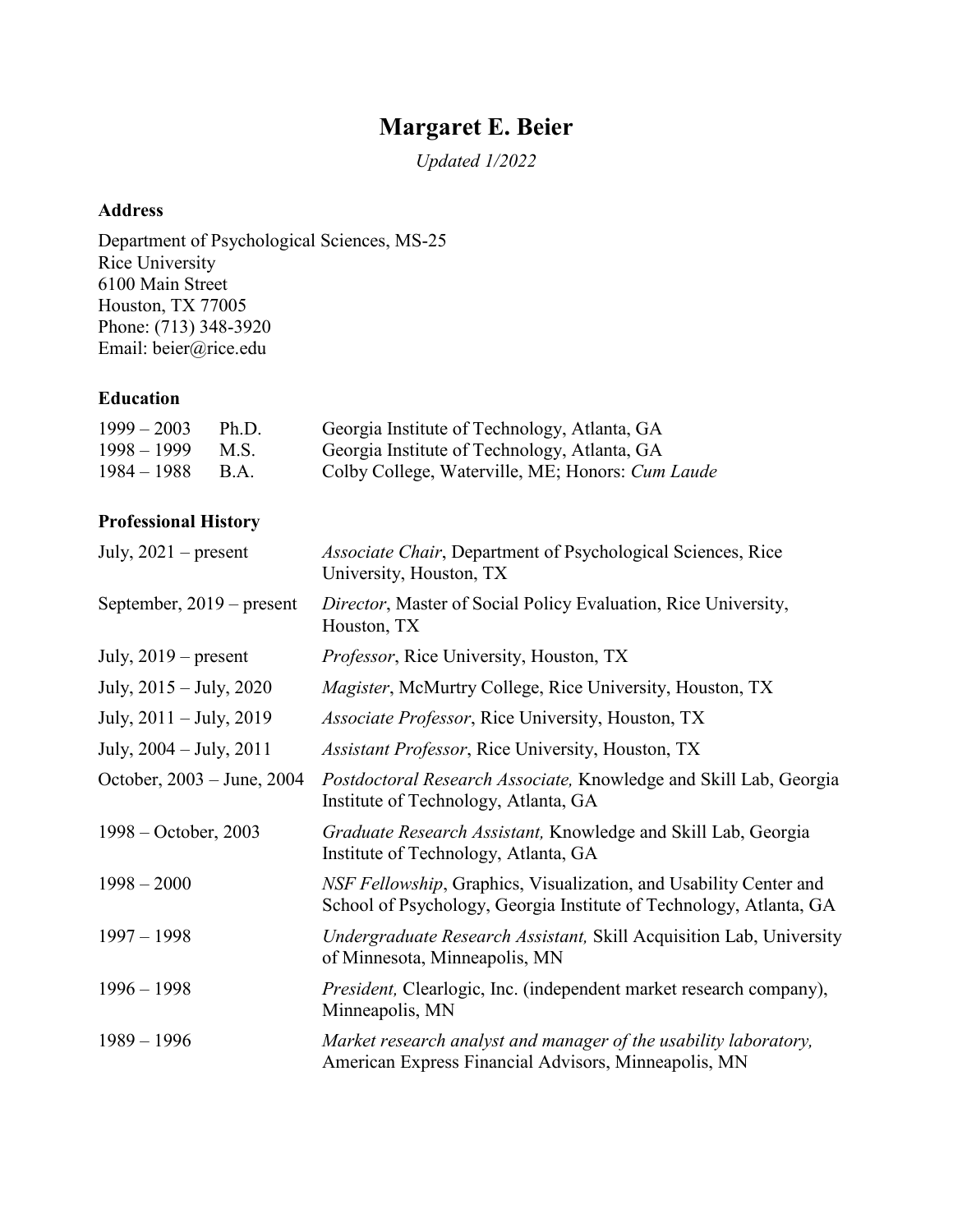# Margaret E. Beier

*Updated 1/2022*

### Address

Department of Psychological Sciences, MS-25
Rice University
6100 Main Street
Houston, TX 77005
Phone: (713) 348-3920
Email: beier@rice.edu

### Education

| | | |
|---|---|---|
| 1999 – 2003 | Ph.D. | Georgia Institute of Technology, Atlanta, GA |
| 1998 – 1999 | M.S. | Georgia Institute of Technology, Atlanta, GA |
| 1984 – 1988 | B.A. | Colby College, Waterville, ME; Honors: *Cum Laude* |

### Professional History

| | |
|---|---|
| July, 2021 – present | *Associate Chair*, Department of Psychological Sciences, Rice University, Houston, TX |
| September, 2019 – present | *Director*, Master of Social Policy Evaluation, Rice University, Houston, TX |
| July, 2019 – present | *Professor*, Rice University, Houston, TX |
| July, 2015 – July, 2020 | *Magister*, McMurtry College, Rice University, Houston, TX |
| July, 2011 – July, 2019 | *Associate Professor*, Rice University, Houston, TX |
| July, 2004 – July, 2011 | *Assistant Professor*, Rice University, Houston, TX |
| October, 2003 – June, 2004 | *Postdoctoral Research Associate,* Knowledge and Skill Lab, Georgia Institute of Technology, Atlanta, GA |
| 1998 – October, 2003 | *Graduate Research Assistant,* Knowledge and Skill Lab, Georgia Institute of Technology, Atlanta, GA |
| 1998 – 2000 | *NSF Fellowship*, Graphics, Visualization, and Usability Center and School of Psychology, Georgia Institute of Technology, Atlanta, GA |
| 1997 – 1998 | *Undergraduate Research Assistant,* Skill Acquisition Lab, University of Minnesota, Minneapolis, MN |
| 1996 – 1998 | *President,* Clearlogic, Inc. (independent market research company), Minneapolis, MN |
| 1989 – 1996 | *Market research analyst and manager of the usability laboratory,* American Express Financial Advisors, Minneapolis, MN |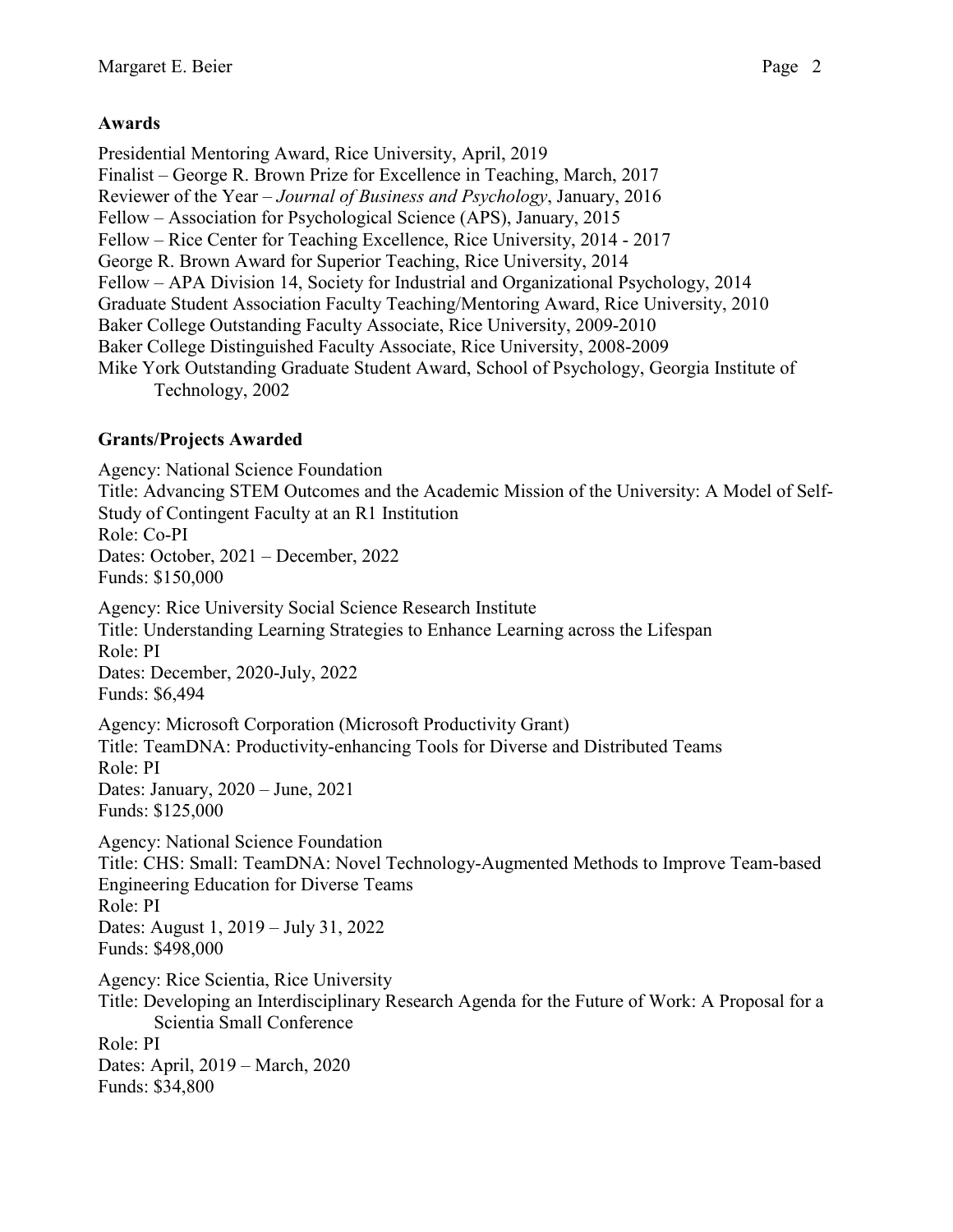## Awards

Presidential Mentoring Award, Rice University, April, 2019
Finalist – George R. Brown Prize for Excellence in Teaching, March, 2017
Reviewer of the Year – *Journal of Business and Psychology*, January, 2016
Fellow – Association for Psychological Science (APS), January, 2015
Fellow – Rice Center for Teaching Excellence, Rice University, 2014 - 2017
George R. Brown Award for Superior Teaching, Rice University, 2014
Fellow – APA Division 14, Society for Industrial and Organizational Psychology, 2014
Graduate Student Association Faculty Teaching/Mentoring Award, Rice University, 2010
Baker College Outstanding Faculty Associate, Rice University, 2009-2010
Baker College Distinguished Faculty Associate, Rice University, 2008-2009
Mike York Outstanding Graduate Student Award, School of Psychology, Georgia Institute of Technology, 2002

## Grants/Projects Awarded

Agency: National Science Foundation
Title: Advancing STEM Outcomes and the Academic Mission of the University: A Model of Self-Study of Contingent Faculty at an R1 Institution
Role: Co-PI
Dates: October, 2021 – December, 2022
Funds: $150,000

Agency: Rice University Social Science Research Institute
Title: Understanding Learning Strategies to Enhance Learning across the Lifespan
Role: PI
Dates: December, 2020-July, 2022
Funds: $6,494

Agency: Microsoft Corporation (Microsoft Productivity Grant)
Title: TeamDNA: Productivity-enhancing Tools for Diverse and Distributed Teams
Role: PI
Dates: January, 2020 – June, 2021
Funds: $125,000

Agency: National Science Foundation
Title: CHS: Small: TeamDNA: Novel Technology-Augmented Methods to Improve Team-based Engineering Education for Diverse Teams
Role: PI
Dates: August 1, 2019 – July 31, 2022
Funds: $498,000

Agency: Rice Scientia, Rice University
Title: Developing an Interdisciplinary Research Agenda for the Future of Work: A Proposal for a Scientia Small Conference
Role: PI
Dates: April, 2019 – March, 2020
Funds: $34,800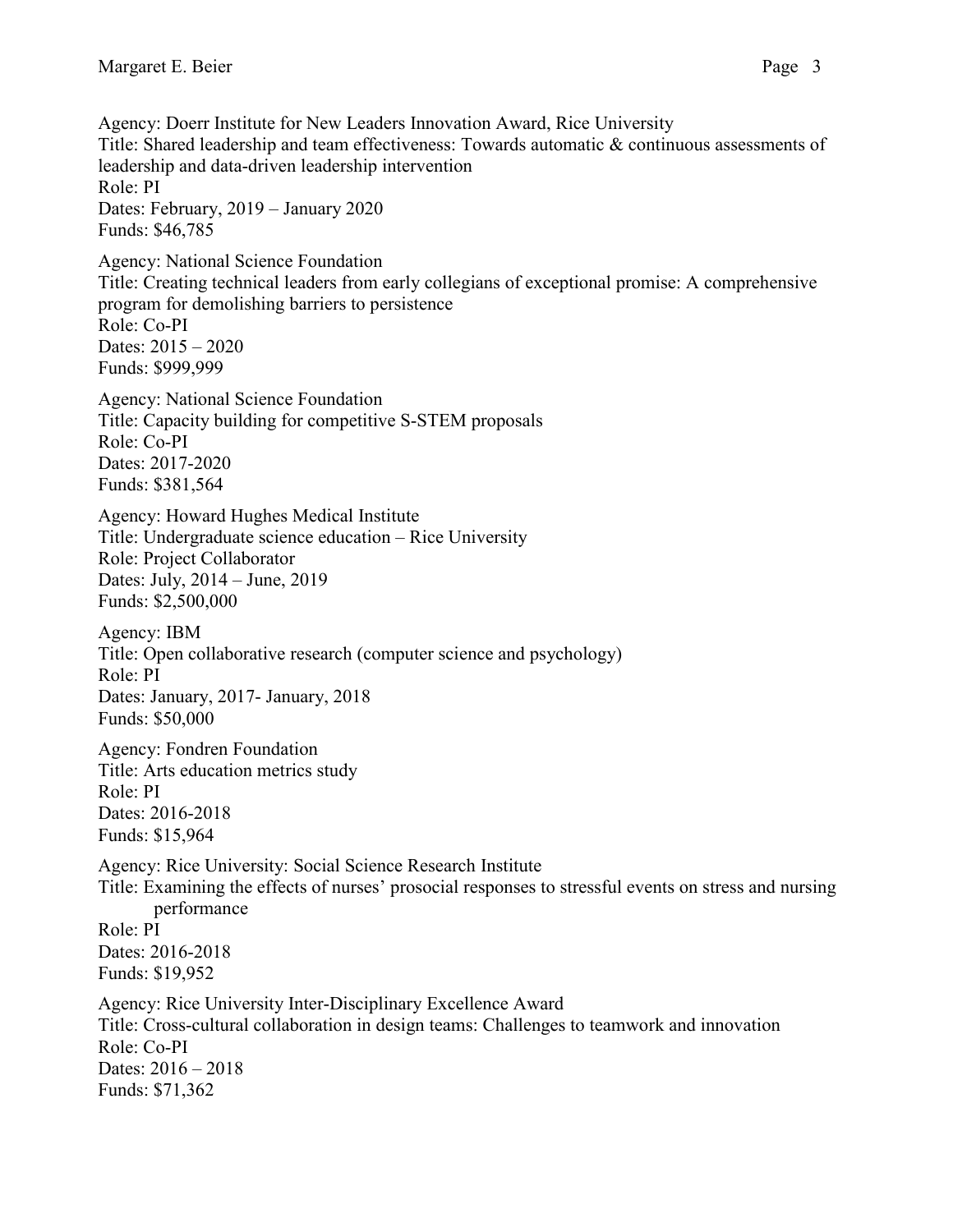Agency: Doerr Institute for New Leaders Innovation Award, Rice University
Title: Shared leadership and team effectiveness: Towards automatic & continuous assessments of leadership and data-driven leadership intervention
Role: PI
Dates: February, 2019 – January 2020
Funds: $46,785

Agency: National Science Foundation
Title: Creating technical leaders from early collegians of exceptional promise: A comprehensive program for demolishing barriers to persistence
Role: Co-PI
Dates: 2015 – 2020
Funds: $999,999

Agency: National Science Foundation
Title: Capacity building for competitive S-STEM proposals
Role: Co-PI
Dates: 2017-2020
Funds: $381,564

Agency: Howard Hughes Medical Institute
Title: Undergraduate science education – Rice University
Role: Project Collaborator
Dates: July, 2014 – June, 2019
Funds: $2,500,000

Agency: IBM
Title: Open collaborative research (computer science and psychology)
Role: PI
Dates: January, 2017- January, 2018
Funds: $50,000

Agency: Fondren Foundation
Title: Arts education metrics study
Role: PI
Dates: 2016-2018
Funds: $15,964

Agency: Rice University: Social Science Research Institute
Title: Examining the effects of nurses' prosocial responses to stressful events on stress and nursing performance
Role: PI
Dates: 2016-2018
Funds: $19,952

Agency: Rice University Inter-Disciplinary Excellence Award
Title: Cross-cultural collaboration in design teams: Challenges to teamwork and innovation
Role: Co-PI
Dates: 2016 – 2018
Funds: $71,362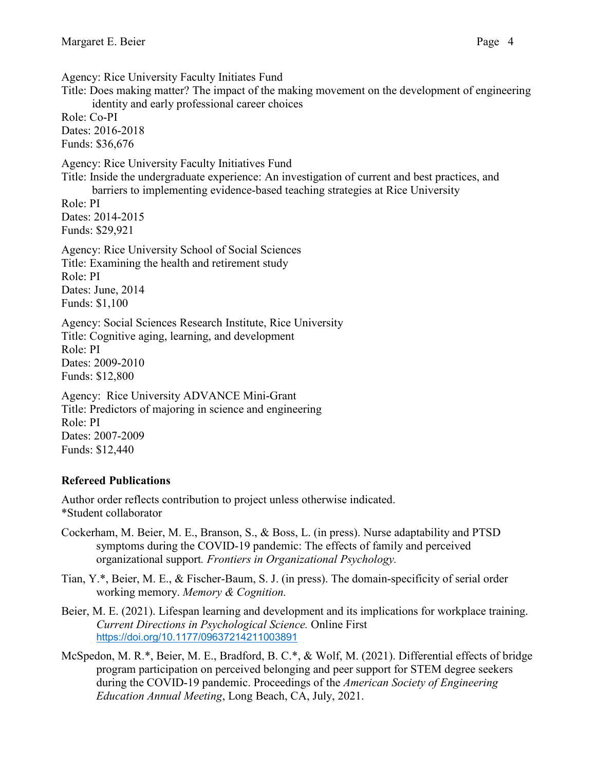Agency: Rice University Faculty Initiates Fund
Title: Does making matter? The impact of the making movement on the development of engineering identity and early professional career choices
Role: Co-PI
Dates: 2016-2018
Funds: $36,676

Agency: Rice University Faculty Initiatives Fund
Title: Inside the undergraduate experience: An investigation of current and best practices, and barriers to implementing evidence-based teaching strategies at Rice University
Role: PI
Dates: 2014-2015
Funds: $29,921

Agency: Rice University School of Social Sciences
Title: Examining the health and retirement study
Role: PI
Dates: June, 2014
Funds: $1,100

Agency: Social Sciences Research Institute, Rice University
Title: Cognitive aging, learning, and development
Role: PI
Dates: 2009-2010
Funds: $12,800

Agency: Rice University ADVANCE Mini-Grant
Title: Predictors of majoring in science and engineering
Role: PI
Dates: 2007-2009
Funds: $12,440

**Refereed Publications**

Author order reflects contribution to project unless otherwise indicated.
*Student collaborator

Cockerham, M. Beier, M. E., Branson, S., & Boss, L. (in press). Nurse adaptability and PTSD symptoms during the COVID-19 pandemic: The effects of family and perceived organizational support. *Frontiers in Organizational Psychology.*

Tian, Y.*, Beier, M. E., & Fischer-Baum, S. J. (in press). The domain-specificity of serial order working memory. *Memory & Cognition.*

Beier, M. E. (2021). Lifespan learning and development and its implications for workplace training. *Current Directions in Psychological Science.* Online First https://doi.org/10.1177/09637214211003891

McSpedon, M. R.*, Beier, M. E., Bradford, B. C.*, & Wolf, M. (2021). Differential effects of bridge program participation on perceived belonging and peer support for STEM degree seekers during the COVID-19 pandemic. Proceedings of the *American Society of Engineering Education Annual Meeting*, Long Beach, CA, July, 2021.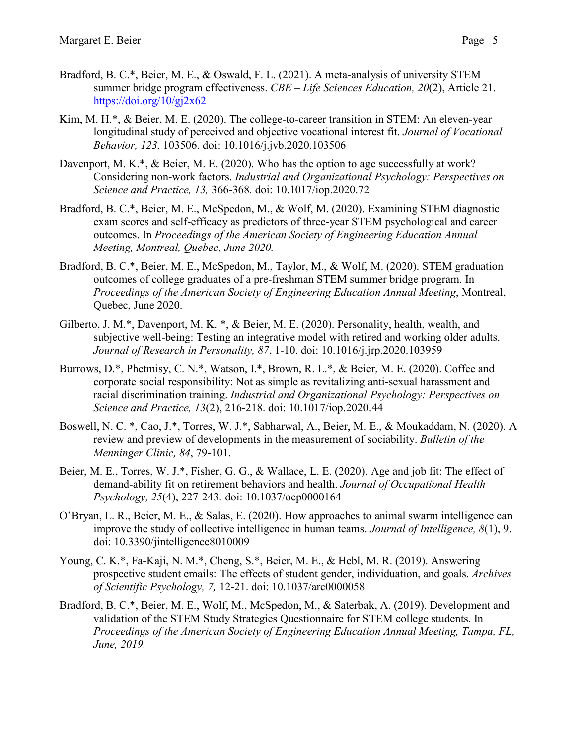Bradford, B. C.*, Beier, M. E., & Oswald, F. L. (2021). A meta-analysis of university STEM summer bridge program effectiveness. *CBE – Life Sciences Education, 20*(2), Article 21. https://doi.org/10/gj2x62

Kim, M. H.*, & Beier, M. E. (2020). The college-to-career transition in STEM: An eleven-year longitudinal study of perceived and objective vocational interest fit. *Journal of Vocational Behavior, 123,* 103506. doi: 10.1016/j.jvb.2020.103506

Davenport, M. K.*, & Beier, M. E. (2020). Who has the option to age successfully at work? Considering non-work factors. *Industrial and Organizational Psychology: Perspectives on Science and Practice, 13,* 366-368*.* doi: 10.1017/iop.2020.72

Bradford, B. C.*, Beier, M. E., McSpedon, M., & Wolf, M. (2020). Examining STEM diagnostic exam scores and self-efficacy as predictors of three-year STEM psychological and career outcomes. In *Proceedings of the American Society of Engineering Education Annual Meeting, Montreal, Quebec, June 2020.*

Bradford, B. C.*, Beier, M. E., McSpedon, M., Taylor, M., & Wolf, M. (2020). STEM graduation outcomes of college graduates of a pre-freshman STEM summer bridge program. In *Proceedings of the American Society of Engineering Education Annual Meeting*, Montreal, Quebec, June 2020.

Gilberto, J. M.*, Davenport, M. K. *, & Beier, M. E. (2020). Personality, health, wealth, and subjective well-being: Testing an integrative model with retired and working older adults. *Journal of Research in Personality, 87*, 1-10. doi: 10.1016/j.jrp.2020.103959

Burrows, D.*, Phetmisy, C. N.*, Watson, I.*, Brown, R. L.*, & Beier, M. E. (2020). Coffee and corporate social responsibility: Not as simple as revitalizing anti-sexual harassment and racial discrimination training. *Industrial and Organizational Psychology: Perspectives on Science and Practice, 13*(2), 216-218. doi: 10.1017/iop.2020.44

Boswell, N. C. *, Cao, J.*, Torres, W. J.*, Sabharwal, A., Beier, M. E., & Moukaddam, N. (2020). A review and preview of developments in the measurement of sociability. *Bulletin of the Menninger Clinic, 84*, 79-101.

Beier, M. E., Torres, W. J.*, Fisher, G. G., & Wallace, L. E. (2020). Age and job fit: The effect of demand-ability fit on retirement behaviors and health. *Journal of Occupational Health Psychology, 25*(4), 227-243*.* doi: 10.1037/ocp0000164

O'Bryan, L. R., Beier, M. E., & Salas, E. (2020). How approaches to animal swarm intelligence can improve the study of collective intelligence in human teams. *Journal of Intelligence, 8*(1), 9. doi: 10.3390/jintelligence8010009

Young, C. K.*, Fa-Kaji, N. M.*, Cheng, S.*, Beier, M. E., & Hebl, M. R. (2019). Answering prospective student emails: The effects of student gender, individuation, and goals. *Archives of Scientific Psychology, 7,* 12-21. doi: 10.1037/arc0000058

Bradford, B. C.*, Beier, M. E., Wolf, M., McSpedon, M., & Saterbak, A. (2019). Development and validation of the STEM Study Strategies Questionnaire for STEM college students. In *Proceedings of the American Society of Engineering Education Annual Meeting, Tampa, FL, June, 2019.*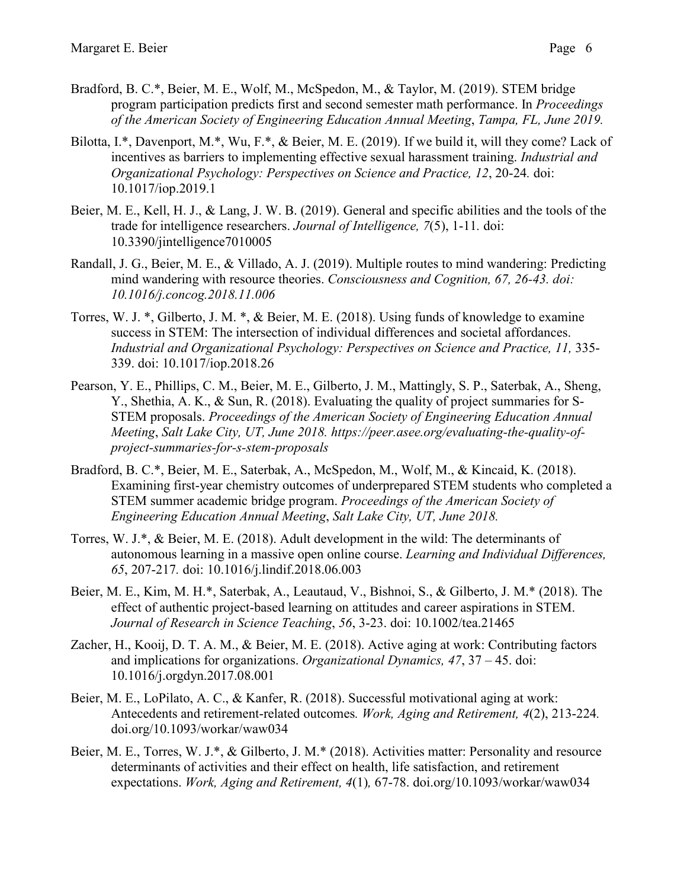Bradford, B. C.*, Beier, M. E., Wolf, M., McSpedon, M., & Taylor, M. (2019). STEM bridge program participation predicts first and second semester math performance. In *Proceedings of the American Society of Engineering Education Annual Meeting*, *Tampa, FL, June 2019.*

Bilotta, I.*, Davenport, M.*, Wu, F.*, & Beier, M. E. (2019). If we build it, will they come? Lack of incentives as barriers to implementing effective sexual harassment training. *Industrial and Organizational Psychology: Perspectives on Science and Practice, 12*, 20-24*.* doi: 10.1017/iop.2019.1

Beier, M. E., Kell, H. J., & Lang, J. W. B. (2019). General and specific abilities and the tools of the trade for intelligence researchers. *Journal of Intelligence, 7*(5), 1-11*.* doi: 10.3390/jintelligence7010005

Randall, J. G., Beier, M. E., & Villado, A. J. (2019). Multiple routes to mind wandering: Predicting mind wandering with resource theories. *Consciousness and Cognition, 67, 26-43. doi: 10.1016/j.concog.2018.11.006*

Torres, W. J. *, Gilberto, J. M. *, & Beier, M. E. (2018). Using funds of knowledge to examine success in STEM: The intersection of individual differences and societal affordances. *Industrial and Organizational Psychology: Perspectives on Science and Practice, 11,* 335-339. doi: 10.1017/iop.2018.26

Pearson, Y. E., Phillips, C. M., Beier, M. E., Gilberto, J. M., Mattingly, S. P., Saterbak, A., Sheng, Y., Shethia, A. K., & Sun, R. (2018). Evaluating the quality of project summaries for S-STEM proposals. *Proceedings of the American Society of Engineering Education Annual Meeting*, *Salt Lake City, UT, June 2018. https://peer.asee.org/evaluating-the-quality-of-project-summaries-for-s-stem-proposals*

Bradford, B. C.*, Beier, M. E., Saterbak, A., McSpedon, M., Wolf, M., & Kincaid, K. (2018). Examining first-year chemistry outcomes of underprepared STEM students who completed a STEM summer academic bridge program. *Proceedings of the American Society of Engineering Education Annual Meeting*, *Salt Lake City, UT, June 2018.*

Torres, W. J.*, & Beier, M. E. (2018). Adult development in the wild: The determinants of autonomous learning in a massive open online course. *Learning and Individual Differences, 65*, 207-217*.* doi: 10.1016/j.lindif.2018.06.003

Beier, M. E., Kim, M. H.*, Saterbak, A., Leautaud, V., Bishnoi, S., & Gilberto, J. M.* (2018). The effect of authentic project-based learning on attitudes and career aspirations in STEM. *Journal of Research in Science Teaching*, *56*, 3-23. doi: 10.1002/tea.21465

Zacher, H., Kooij, D. T. A. M., & Beier, M. E. (2018). Active aging at work: Contributing factors and implications for organizations. *Organizational Dynamics, 47*, 37 – 45. doi: 10.1016/j.orgdyn.2017.08.001

Beier, M. E., LoPilato, A. C., & Kanfer, R. (2018). Successful motivational aging at work: Antecedents and retirement-related outcomes*. Work, Aging and Retirement, 4*(2), 213-224*.* doi.org/10.1093/workar/waw034

Beier, M. E., Torres, W. J.*, & Gilberto, J. M.* (2018). Activities matter: Personality and resource determinants of activities and their effect on health, life satisfaction, and retirement expectations. *Work, Aging and Retirement, 4*(1)*,* 67-78. doi.org/10.1093/workar/waw034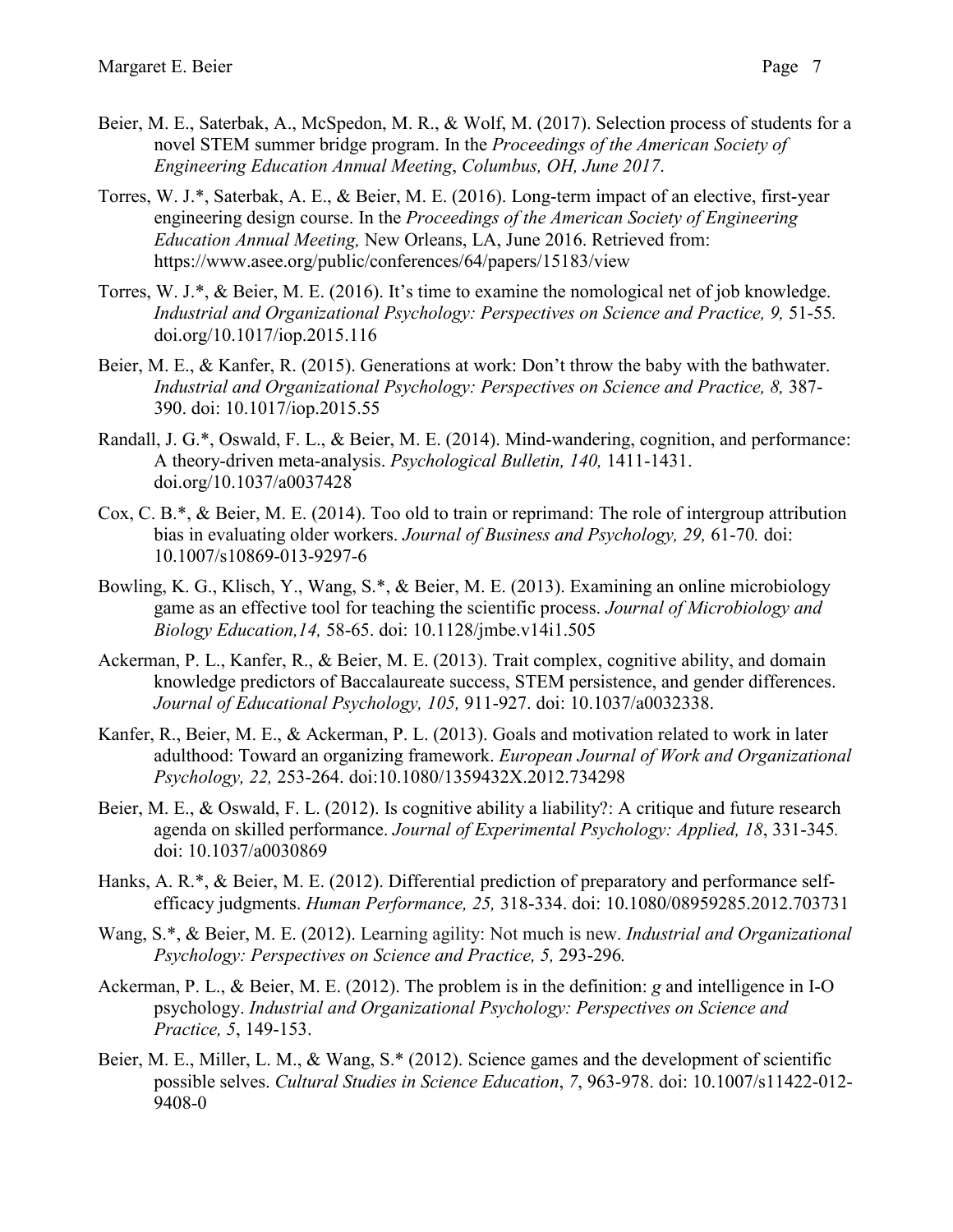Beier, M. E., Saterbak, A., McSpedon, M. R., & Wolf, M. (2017). Selection process of students for a novel STEM summer bridge program. In the *Proceedings of the American Society of Engineering Education Annual Meeting*, *Columbus, OH, June 2017*.

Torres, W. J.*, Saterbak, A. E., & Beier, M. E. (2016). Long-term impact of an elective, first-year engineering design course. In the *Proceedings of the American Society of Engineering Education Annual Meeting,* New Orleans, LA, June 2016. Retrieved from: https://www.asee.org/public/conferences/64/papers/15183/view

Torres, W. J.*, & Beier, M. E. (2016). It's time to examine the nomological net of job knowledge. *Industrial and Organizational Psychology: Perspectives on Science and Practice, 9,* 51-55*.* doi.org/10.1017/iop.2015.116

Beier, M. E., & Kanfer, R. (2015). Generations at work: Don't throw the baby with the bathwater. *Industrial and Organizational Psychology: Perspectives on Science and Practice, 8,* 387-390. doi: 10.1017/iop.2015.55

Randall, J. G.*, Oswald, F. L., & Beier, M. E. (2014). Mind-wandering, cognition, and performance: A theory-driven meta-analysis. *Psychological Bulletin, 140,* 1411-1431. doi.org/10.1037/a0037428

Cox, C. B.*, & Beier, M. E. (2014). Too old to train or reprimand: The role of intergroup attribution bias in evaluating older workers. *Journal of Business and Psychology, 29,* 61-70*.* doi: 10.1007/s10869-013-9297-6

Bowling, K. G., Klisch, Y., Wang, S.*, & Beier, M. E. (2013). Examining an online microbiology game as an effective tool for teaching the scientific process. *Journal of Microbiology and Biology Education,14,* 58-65. doi: 10.1128/jmbe.v14i1.505

Ackerman, P. L., Kanfer, R., & Beier, M. E. (2013). Trait complex, cognitive ability, and domain knowledge predictors of Baccalaureate success, STEM persistence, and gender differences. *Journal of Educational Psychology, 105,* 911-927. doi: 10.1037/a0032338.

Kanfer, R., Beier, M. E., & Ackerman, P. L. (2013). Goals and motivation related to work in later adulthood: Toward an organizing framework. *European Journal of Work and Organizational Psychology, 22,* 253-264. doi:10.1080/1359432X.2012.734298

Beier, M. E., & Oswald, F. L. (2012). Is cognitive ability a liability?: A critique and future research agenda on skilled performance. *Journal of Experimental Psychology: Applied, 18*, 331-345*.* doi: 10.1037/a0030869

Hanks, A. R.*, & Beier, M. E. (2012). Differential prediction of preparatory and performance self-efficacy judgments. *Human Performance, 25,* 318-334. doi: 10.1080/08959285.2012.703731

Wang, S.*, & Beier, M. E. (2012). Learning agility: Not much is new. *Industrial and Organizational Psychology: Perspectives on Science and Practice, 5,* 293-296*.*

Ackerman, P. L., & Beier, M. E. (2012). The problem is in the definition: *g* and intelligence in I-O psychology. *Industrial and Organizational Psychology: Perspectives on Science and Practice, 5*, 149-153.

Beier, M. E., Miller, L. M., & Wang, S.* (2012). Science games and the development of scientific possible selves. *Cultural Studies in Science Education*, *7*, 963-978. doi: 10.1007/s11422-012-9408-0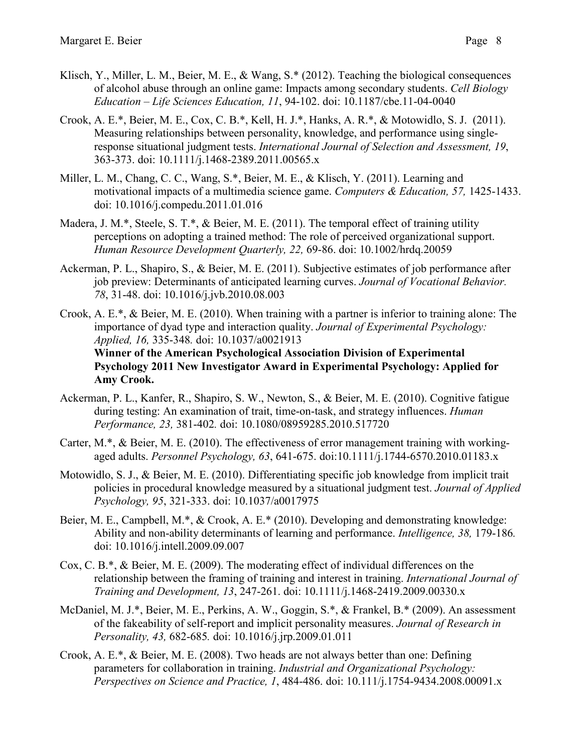Klisch, Y., Miller, L. M., Beier, M. E., & Wang, S.* (2012). Teaching the biological consequences of alcohol abuse through an online game: Impacts among secondary students. *Cell Biology Education – Life Sciences Education, 11*, 94-102. doi: 10.1187/cbe.11-04-0040

Crook, A. E.*, Beier, M. E., Cox, C. B.*, Kell, H. J.*, Hanks, A. R.*, & Motowidlo, S. J. (2011). Measuring relationships between personality, knowledge, and performance using single-response situational judgment tests. *International Journal of Selection and Assessment, 19*, 363-373. doi: 10.1111/j.1468-2389.2011.00565.x

Miller, L. M., Chang, C. C., Wang, S.*, Beier, M. E., & Klisch, Y. (2011). Learning and motivational impacts of a multimedia science game. *Computers & Education, 57,* 1425-1433. doi: 10.1016/j.compedu.2011.01.016

Madera, J. M.*, Steele, S. T.*, & Beier, M. E. (2011). The temporal effect of training utility perceptions on adopting a trained method: The role of perceived organizational support. *Human Resource Development Quarterly, 22,* 69-86. doi: 10.1002/hrdq.20059

Ackerman, P. L., Shapiro, S., & Beier, M. E. (2011). Subjective estimates of job performance after job preview: Determinants of anticipated learning curves. *Journal of Vocational Behavior. 78*, 31-48. doi: 10.1016/j.jvb.2010.08.003

Crook, A. E.*, & Beier, M. E. (2010). When training with a partner is inferior to training alone: The importance of dyad type and interaction quality. *Journal of Experimental Psychology: Applied, 16,* 335-348*.* doi: 10.1037/a0021913
**Winner of the American Psychological Association Division of Experimental Psychology 2011 New Investigator Award in Experimental Psychology: Applied for Amy Crook.**

Ackerman, P. L., Kanfer, R., Shapiro, S. W., Newton, S., & Beier, M. E. (2010). Cognitive fatigue during testing: An examination of trait, time-on-task, and strategy influences. *Human Performance, 23,* 381-402*.* doi: 10.1080/08959285.2010.517720

Carter, M.*, & Beier, M. E. (2010). The effectiveness of error management training with working-aged adults. *Personnel Psychology, 63*, 641-675. doi:10.1111/j.1744-6570.2010.01183.x

Motowidlo, S. J., & Beier, M. E. (2010). Differentiating specific job knowledge from implicit trait policies in procedural knowledge measured by a situational judgment test. *Journal of Applied Psychology, 95*, 321-333. doi: 10.1037/a0017975

Beier, M. E., Campbell, M.*, & Crook, A. E.* (2010). Developing and demonstrating knowledge: Ability and non-ability determinants of learning and performance. *Intelligence, 38,* 179-186*.* doi: 10.1016/j.intell.2009.09.007

Cox, C. B.*, & Beier, M. E. (2009). The moderating effect of individual differences on the relationship between the framing of training and interest in training. *International Journal of Training and Development, 13*, 247-261. doi: 10.1111/j.1468-2419.2009.00330.x

McDaniel, M. J.*, Beier, M. E., Perkins, A. W., Goggin, S.*, & Frankel, B.* (2009). An assessment of the fakeability of self-report and implicit personality measures. *Journal of Research in Personality, 43,* 682-685*.* doi: 10.1016/j.jrp.2009.01.011

Crook, A. E.*, & Beier, M. E. (2008). Two heads are not always better than one: Defining parameters for collaboration in training. *Industrial and Organizational Psychology: Perspectives on Science and Practice, 1*, 484-486. doi: 10.111/j.1754-9434.2008.00091.x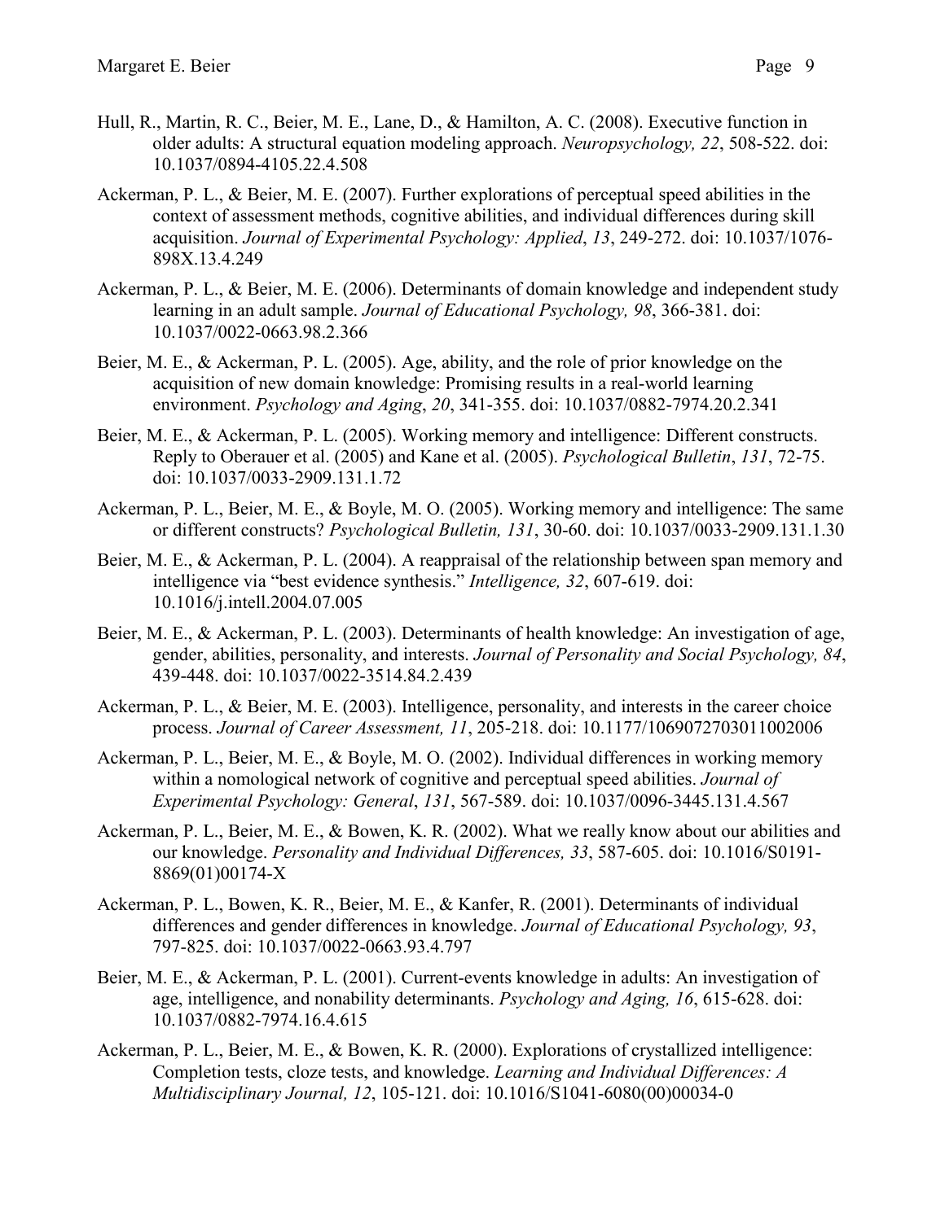Hull, R., Martin, R. C., Beier, M. E., Lane, D., & Hamilton, A. C. (2008). Executive function in older adults: A structural equation modeling approach. *Neuropsychology, 22*, 508-522. doi: 10.1037/0894-4105.22.4.508

Ackerman, P. L., & Beier, M. E. (2007). Further explorations of perceptual speed abilities in the context of assessment methods, cognitive abilities, and individual differences during skill acquisition. *Journal of Experimental Psychology: Applied*, *13*, 249-272. doi: 10.1037/1076-898X.13.4.249

Ackerman, P. L., & Beier, M. E. (2006). Determinants of domain knowledge and independent study learning in an adult sample. *Journal of Educational Psychology, 98*, 366-381. doi: 10.1037/0022-0663.98.2.366

Beier, M. E., & Ackerman, P. L. (2005). Age, ability, and the role of prior knowledge on the acquisition of new domain knowledge: Promising results in a real-world learning environment. *Psychology and Aging*, *20*, 341-355. doi: 10.1037/0882-7974.20.2.341

Beier, M. E., & Ackerman, P. L. (2005). Working memory and intelligence: Different constructs. Reply to Oberauer et al. (2005) and Kane et al. (2005). *Psychological Bulletin*, *131*, 72-75. doi: 10.1037/0033-2909.131.1.72

Ackerman, P. L., Beier, M. E., & Boyle, M. O. (2005). Working memory and intelligence: The same or different constructs? *Psychological Bulletin, 131*, 30-60. doi: 10.1037/0033-2909.131.1.30

Beier, M. E., & Ackerman, P. L. (2004). A reappraisal of the relationship between span memory and intelligence via "best evidence synthesis." *Intelligence, 32*, 607-619. doi: 10.1016/j.intell.2004.07.005

Beier, M. E., & Ackerman, P. L. (2003). Determinants of health knowledge: An investigation of age, gender, abilities, personality, and interests. *Journal of Personality and Social Psychology, 84*, 439-448. doi: 10.1037/0022-3514.84.2.439

Ackerman, P. L., & Beier, M. E. (2003). Intelligence, personality, and interests in the career choice process. *Journal of Career Assessment, 11*, 205-218. doi: 10.1177/1069072703011002006

Ackerman, P. L., Beier, M. E., & Boyle, M. O. (2002). Individual differences in working memory within a nomological network of cognitive and perceptual speed abilities. *Journal of Experimental Psychology: General*, *131*, 567-589. doi: 10.1037/0096-3445.131.4.567

Ackerman, P. L., Beier, M. E., & Bowen, K. R. (2002). What we really know about our abilities and our knowledge. *Personality and Individual Differences, 33*, 587-605. doi: 10.1016/S0191-8869(01)00174-X

Ackerman, P. L., Bowen, K. R., Beier, M. E., & Kanfer, R. (2001). Determinants of individual differences and gender differences in knowledge. *Journal of Educational Psychology, 93*, 797-825. doi: 10.1037/0022-0663.93.4.797

Beier, M. E., & Ackerman, P. L. (2001). Current-events knowledge in adults: An investigation of age, intelligence, and nonability determinants. *Psychology and Aging, 16*, 615-628. doi: 10.1037/0882-7974.16.4.615

Ackerman, P. L., Beier, M. E., & Bowen, K. R. (2000). Explorations of crystallized intelligence: Completion tests, cloze tests, and knowledge. *Learning and Individual Differences: A Multidisciplinary Journal, 12*, 105-121. doi: 10.1016/S1041-6080(00)00034-0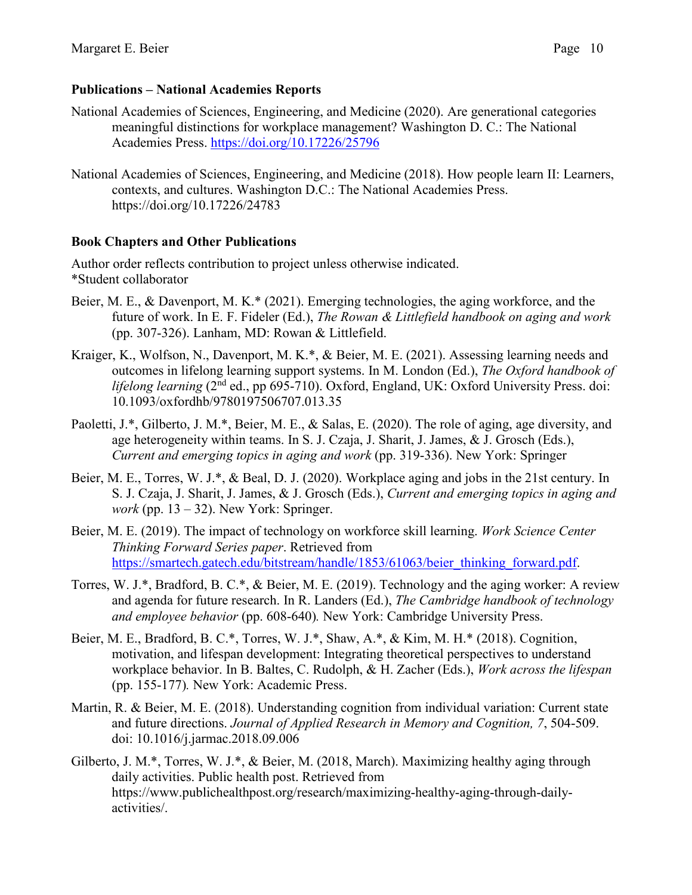**Publications – National Academies Reports**

National Academies of Sciences, Engineering, and Medicine (2020). Are generational categories meaningful distinctions for workplace management? Washington D. C.: The National Academies Press. https://doi.org/10.17226/25796

National Academies of Sciences, Engineering, and Medicine (2018). How people learn II: Learners, contexts, and cultures. Washington D.C.: The National Academies Press. https://doi.org/10.17226/24783

**Book Chapters and Other Publications**

Author order reflects contribution to project unless otherwise indicated.
*Student collaborator

Beier, M. E., & Davenport, M. K.* (2021). Emerging technologies, the aging workforce, and the future of work. In E. F. Fideler (Ed.), *The Rowan & Littlefield handbook on aging and work* (pp. 307-326). Lanham, MD: Rowan & Littlefield.

Kraiger, K., Wolfson, N., Davenport, M. K.*, & Beier, M. E. (2021). Assessing learning needs and outcomes in lifelong learning support systems. In M. London (Ed.), *The Oxford handbook of lifelong learning* (2nd ed., pp 695-710). Oxford, England, UK: Oxford University Press. doi: 10.1093/oxfordhb/9780197506707.013.35

Paoletti, J.*, Gilberto, J. M.*, Beier, M. E., & Salas, E. (2020). The role of aging, age diversity, and age heterogeneity within teams. In S. J. Czaja, J. Sharit, J. James, & J. Grosch (Eds.), *Current and emerging topics in aging and work* (pp. 319-336). New York: Springer

Beier, M. E., Torres, W. J.*, & Beal, D. J. (2020). Workplace aging and jobs in the 21st century. In S. J. Czaja, J. Sharit, J. James, & J. Grosch (Eds.), *Current and emerging topics in aging and work* (pp. 13 – 32). New York: Springer.

Beier, M. E. (2019). The impact of technology on workforce skill learning. *Work Science Center Thinking Forward Series paper*. Retrieved from https://smartech.gatech.edu/bitstream/handle/1853/61063/beier_thinking_forward.pdf.

Torres, W. J.*, Bradford, B. C.*, & Beier, M. E. (2019). Technology and the aging worker: A review and agenda for future research. In R. Landers (Ed.), *The Cambridge handbook of technology and employee behavior* (pp. 608-640). New York: Cambridge University Press.

Beier, M. E., Bradford, B. C.*, Torres, W. J.*, Shaw, A.*, & Kim, M. H.* (2018). Cognition, motivation, and lifespan development: Integrating theoretical perspectives to understand workplace behavior. In B. Baltes, C. Rudolph, & H. Zacher (Eds.), *Work across the lifespan* (pp. 155-177). New York: Academic Press.

Martin, R. & Beier, M. E. (2018). Understanding cognition from individual variation: Current state and future directions. *Journal of Applied Research in Memory and Cognition, 7*, 504-509. doi: 10.1016/j.jarmac.2018.09.006

Gilberto, J. M.*, Torres, W. J.*, & Beier, M. (2018, March). Maximizing healthy aging through daily activities. Public health post. Retrieved from https://www.publichealthpost.org/research/maximizing-healthy-aging-through-daily-activities/.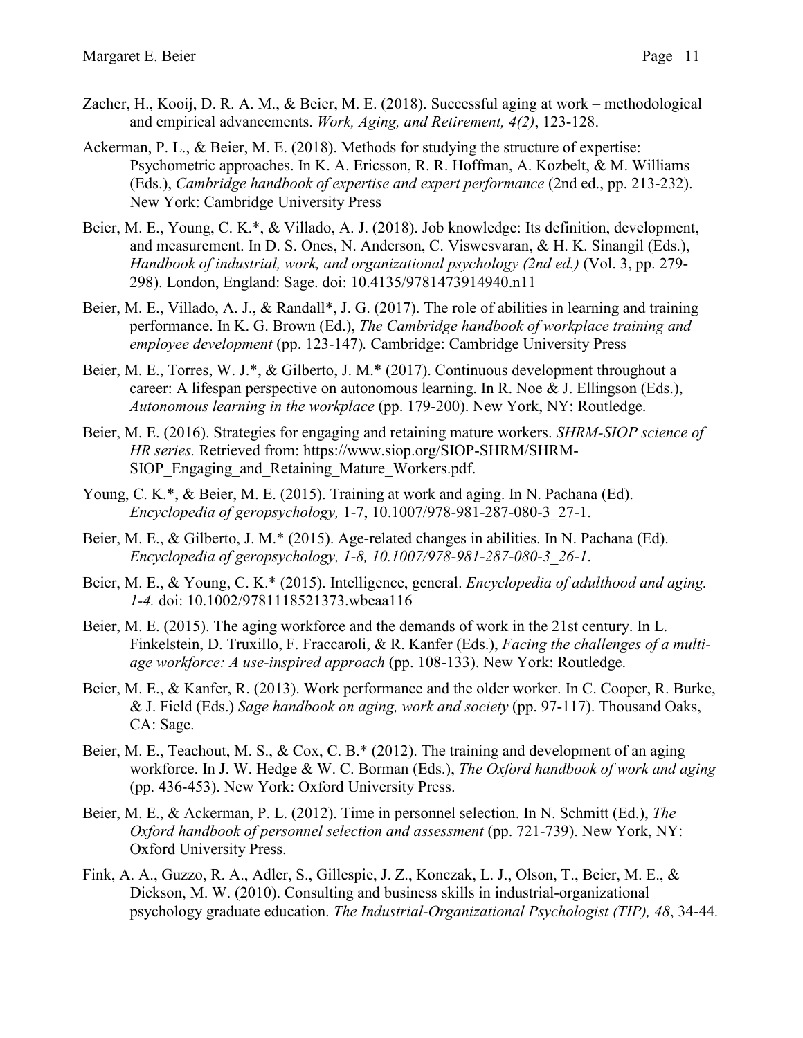Zacher, H., Kooij, D. R. A. M., & Beier, M. E. (2018). Successful aging at work – methodological and empirical advancements. *Work, Aging, and Retirement, 4(2)*, 123-128.

Ackerman, P. L., & Beier, M. E. (2018). Methods for studying the structure of expertise: Psychometric approaches. In K. A. Ericsson, R. R. Hoffman, A. Kozbelt, & M. Williams (Eds.), *Cambridge handbook of expertise and expert performance* (2nd ed., pp. 213-232). New York: Cambridge University Press

Beier, M. E., Young, C. K.*, & Villado, A. J. (2018). Job knowledge: Its definition, development, and measurement. In D. S. Ones, N. Anderson, C. Viswesvaran, & H. K. Sinangil (Eds.), *Handbook of industrial, work, and organizational psychology (2nd ed.)* (Vol. 3, pp. 279-298). London, England: Sage. doi: 10.4135/9781473914940.n11

Beier, M. E., Villado, A. J., & Randall*, J. G. (2017). The role of abilities in learning and training performance. In K. G. Brown (Ed.), *The Cambridge handbook of workplace training and employee development* (pp. 123-147)*.* Cambridge: Cambridge University Press

Beier, M. E., Torres, W. J.*, & Gilberto, J. M.* (2017). Continuous development throughout a career: A lifespan perspective on autonomous learning. In R. Noe & J. Ellingson (Eds.), *Autonomous learning in the workplace* (pp. 179-200). New York, NY: Routledge.

Beier, M. E. (2016). Strategies for engaging and retaining mature workers. *SHRM-SIOP science of HR series.* Retrieved from: https://www.siop.org/SIOP-SHRM/SHRM-SIOP_Engaging_and_Retaining_Mature_Workers.pdf.

Young, C. K.*, & Beier, M. E. (2015). Training at work and aging. In N. Pachana (Ed). *Encyclopedia of geropsychology,* 1-7, 10.1007/978-981-287-080-3_27-1.

Beier, M. E., & Gilberto, J. M.* (2015). Age-related changes in abilities. In N. Pachana (Ed). *Encyclopedia of geropsychology, 1-8, 10.1007/978-981-287-080-3_26-1*.

Beier, M. E., & Young, C. K.* (2015). Intelligence, general. *Encyclopedia of adulthood and aging. 1-4.* doi: 10.1002/9781118521373.wbeaa116

Beier, M. E. (2015). The aging workforce and the demands of work in the 21st century. In L. Finkelstein, D. Truxillo, F. Fraccaroli, & R. Kanfer (Eds.), *Facing the challenges of a multi-age workforce: A use-inspired approach* (pp. 108-133). New York: Routledge.

Beier, M. E., & Kanfer, R. (2013). Work performance and the older worker. In C. Cooper, R. Burke, & J. Field (Eds.) *Sage handbook on aging, work and society* (pp. 97-117). Thousand Oaks, CA: Sage.

Beier, M. E., Teachout, M. S., & Cox, C. B.* (2012). The training and development of an aging workforce. In J. W. Hedge & W. C. Borman (Eds.), *The Oxford handbook of work and aging* (pp. 436-453). New York: Oxford University Press.

Beier, M. E., & Ackerman, P. L. (2012). Time in personnel selection. In N. Schmitt (Ed.), *The Oxford handbook of personnel selection and assessment* (pp. 721-739). New York, NY: Oxford University Press.

Fink, A. A., Guzzo, R. A., Adler, S., Gillespie, J. Z., Konczak, L. J., Olson, T., Beier, M. E., & Dickson, M. W. (2010). Consulting and business skills in industrial-organizational psychology graduate education. *The Industrial-Organizational Psychologist (TIP), 48*, 34-44.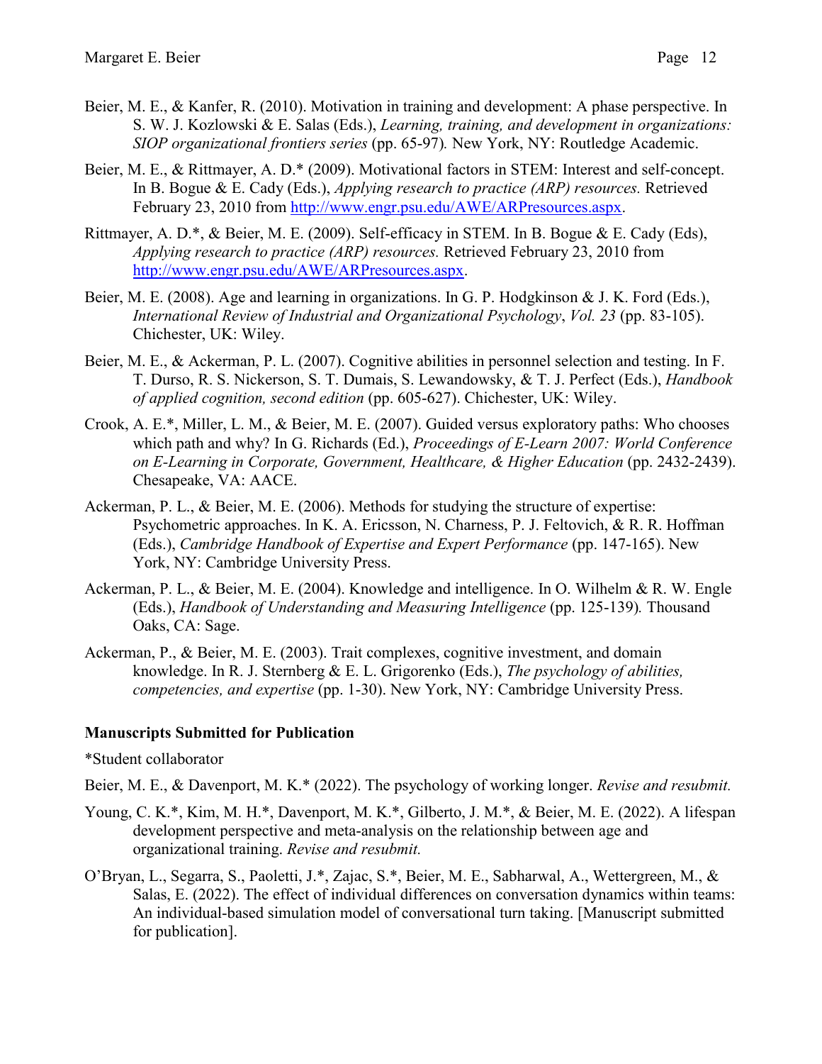Beier, M. E., & Kanfer, R. (2010). Motivation in training and development: A phase perspective. In S. W. J. Kozlowski & E. Salas (Eds.), *Learning, training, and development in organizations: SIOP organizational frontiers series* (pp. 65-97)*.* New York, NY: Routledge Academic.

Beier, M. E., & Rittmayer, A. D.* (2009). Motivational factors in STEM: Interest and self-concept. In B. Bogue & E. Cady (Eds.), *Applying research to practice (ARP) resources.* Retrieved February 23, 2010 from http://www.engr.psu.edu/AWE/ARPresources.aspx.

Rittmayer, A. D.*, & Beier, M. E. (2009). Self-efficacy in STEM. In B. Bogue & E. Cady (Eds), *Applying research to practice (ARP) resources.* Retrieved February 23, 2010 from http://www.engr.psu.edu/AWE/ARPresources.aspx.

Beier, M. E. (2008). Age and learning in organizations. In G. P. Hodgkinson & J. K. Ford (Eds.), *International Review of Industrial and Organizational Psychology*, *Vol. 23* (pp. 83-105). Chichester, UK: Wiley.

Beier, M. E., & Ackerman, P. L. (2007). Cognitive abilities in personnel selection and testing. In F. T. Durso, R. S. Nickerson, S. T. Dumais, S. Lewandowsky, & T. J. Perfect (Eds.), *Handbook of applied cognition, second edition* (pp. 605-627). Chichester, UK: Wiley.

Crook, A. E.*, Miller, L. M., & Beier, M. E. (2007). Guided versus exploratory paths: Who chooses which path and why? In G. Richards (Ed.), *Proceedings of E-Learn 2007: World Conference on E-Learning in Corporate, Government, Healthcare, & Higher Education* (pp. 2432-2439). Chesapeake, VA: AACE.

Ackerman, P. L., & Beier, M. E. (2006). Methods for studying the structure of expertise: Psychometric approaches. In K. A. Ericsson, N. Charness, P. J. Feltovich, & R. R. Hoffman (Eds.), *Cambridge Handbook of Expertise and Expert Performance* (pp. 147-165). New York, NY: Cambridge University Press.

Ackerman, P. L., & Beier, M. E. (2004). Knowledge and intelligence. In O. Wilhelm & R. W. Engle (Eds.), *Handbook of Understanding and Measuring Intelligence* (pp. 125-139)*.* Thousand Oaks, CA: Sage.

Ackerman, P., & Beier, M. E. (2003). Trait complexes, cognitive investment, and domain knowledge. In R. J. Sternberg & E. L. Grigorenko (Eds.), *The psychology of abilities, competencies, and expertise* (pp. 1-30). New York, NY: Cambridge University Press.

**Manuscripts Submitted for Publication**

*Student collaborator

Beier, M. E., & Davenport, M. K.* (2022). The psychology of working longer. *Revise and resubmit.*

Young, C. K.*, Kim, M. H.*, Davenport, M. K.*, Gilberto, J. M.*, & Beier, M. E. (2022). A lifespan development perspective and meta-analysis on the relationship between age and organizational training. *Revise and resubmit.*

O'Bryan, L., Segarra, S., Paoletti, J.*, Zajac, S.*, Beier, M. E., Sabharwal, A., Wettergreen, M., & Salas, E. (2022). The effect of individual differences on conversation dynamics within teams: An individual-based simulation model of conversational turn taking. [Manuscript submitted for publication].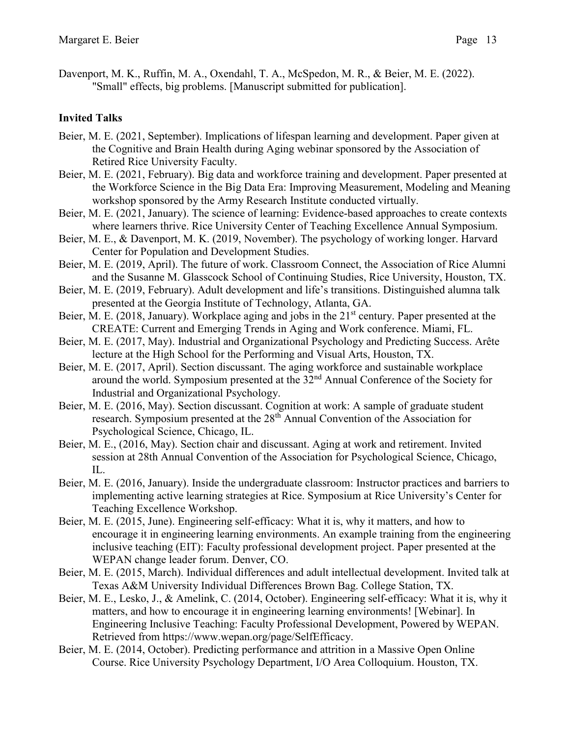Davenport, M. K., Ruffin, M. A., Oxendahl, T. A., McSpedon, M. R., & Beier, M. E. (2022). "Small" effects, big problems. [Manuscript submitted for publication].

**Invited Talks**

Beier, M. E. (2021, September). Implications of lifespan learning and development. Paper given at the Cognitive and Brain Health during Aging webinar sponsored by the Association of Retired Rice University Faculty.

Beier, M. E. (2021, February). Big data and workforce training and development. Paper presented at the Workforce Science in the Big Data Era: Improving Measurement, Modeling and Meaning workshop sponsored by the Army Research Institute conducted virtually.

Beier, M. E. (2021, January). The science of learning: Evidence-based approaches to create contexts where learners thrive. Rice University Center of Teaching Excellence Annual Symposium.

Beier, M. E., & Davenport, M. K. (2019, November). The psychology of working longer. Harvard Center for Population and Development Studies.

Beier, M. E. (2019, April). The future of work. Classroom Connect, the Association of Rice Alumni and the Susanne M. Glasscock School of Continuing Studies, Rice University, Houston, TX.

Beier, M. E. (2019, February). Adult development and life's transitions. Distinguished alumna talk presented at the Georgia Institute of Technology, Atlanta, GA.

Beier, M. E. (2018, January). Workplace aging and jobs in the 21st century. Paper presented at the CREATE: Current and Emerging Trends in Aging and Work conference. Miami, FL.

Beier, M. E. (2017, May). Industrial and Organizational Psychology and Predicting Success. Arête lecture at the High School for the Performing and Visual Arts, Houston, TX.

Beier, M. E. (2017, April). Section discussant. The aging workforce and sustainable workplace around the world. Symposium presented at the 32nd Annual Conference of the Society for Industrial and Organizational Psychology.

Beier, M. E. (2016, May). Section discussant. Cognition at work: A sample of graduate student research. Symposium presented at the 28th Annual Convention of the Association for Psychological Science, Chicago, IL.

Beier, M. E., (2016, May). Section chair and discussant. Aging at work and retirement. Invited session at 28th Annual Convention of the Association for Psychological Science, Chicago, IL.

Beier, M. E. (2016, January). Inside the undergraduate classroom: Instructor practices and barriers to implementing active learning strategies at Rice. Symposium at Rice University's Center for Teaching Excellence Workshop.

Beier, M. E. (2015, June). Engineering self-efficacy: What it is, why it matters, and how to encourage it in engineering learning environments. An example training from the engineering inclusive teaching (EIT): Faculty professional development project. Paper presented at the WEPAN change leader forum. Denver, CO.

Beier, M. E. (2015, March). Individual differences and adult intellectual development. Invited talk at Texas A&M University Individual Differences Brown Bag. College Station, TX.

Beier, M. E., Lesko, J., & Amelink, C. (2014, October). Engineering self-efficacy: What it is, why it matters, and how to encourage it in engineering learning environments! [Webinar]. In Engineering Inclusive Teaching: Faculty Professional Development, Powered by WEPAN. Retrieved from https://www.wepan.org/page/SelfEfficacy.

Beier, M. E. (2014, October). Predicting performance and attrition in a Massive Open Online Course. Rice University Psychology Department, I/O Area Colloquium. Houston, TX.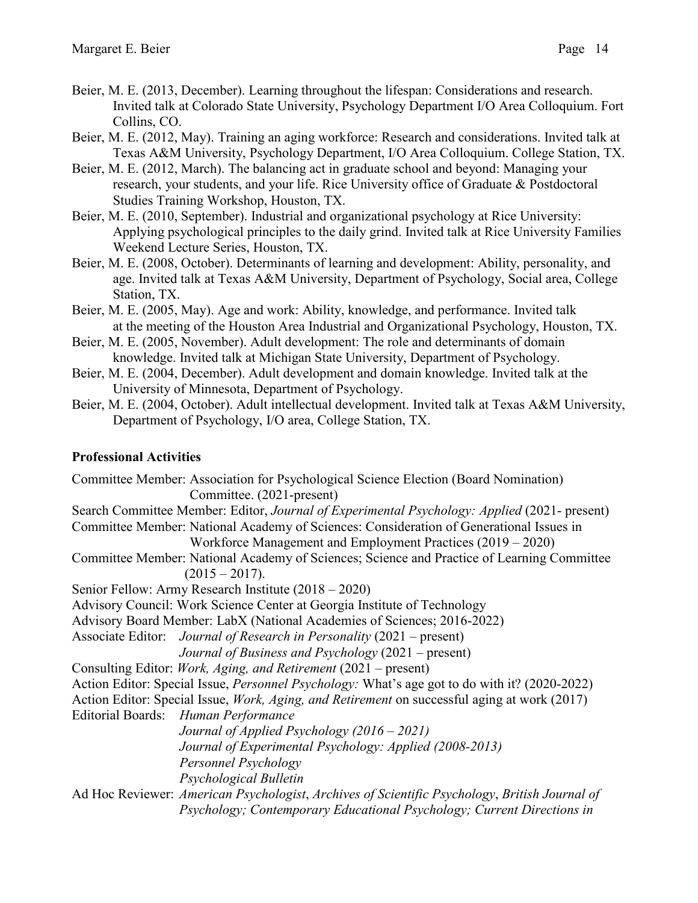Beier, M. E. (2013, December). Learning throughout the lifespan: Considerations and research. Invited talk at Colorado State University, Psychology Department I/O Area Colloquium. Fort Collins, CO.

Beier, M. E. (2012, May). Training an aging workforce: Research and considerations. Invited talk at Texas A&M University, Psychology Department, I/O Area Colloquium. College Station, TX.

Beier, M. E. (2012, March). The balancing act in graduate school and beyond: Managing your research, your students, and your life. Rice University office of Graduate & Postdoctoral Studies Training Workshop, Houston, TX.

Beier, M. E. (2010, September). Industrial and organizational psychology at Rice University: Applying psychological principles to the daily grind. Invited talk at Rice University Families Weekend Lecture Series, Houston, TX.

Beier, M. E. (2008, October). Determinants of learning and development: Ability, personality, and age. Invited talk at Texas A&M University, Department of Psychology, Social area, College Station, TX.

Beier, M. E. (2005, May). Age and work: Ability, knowledge, and performance. Invited talk at the meeting of the Houston Area Industrial and Organizational Psychology, Houston, TX.

Beier, M. E. (2005, November). Adult development: The role and determinants of domain knowledge. Invited talk at Michigan State University, Department of Psychology.

Beier, M. E. (2004, December). Adult development and domain knowledge. Invited talk at the University of Minnesota, Department of Psychology.

Beier, M. E. (2004, October). Adult intellectual development. Invited talk at Texas A&M University, Department of Psychology, I/O area, College Station, TX.

## Professional Activities

Committee Member: Association for Psychological Science Election (Board Nomination) Committee. (2021-present)

Search Committee Member: Editor, *Journal of Experimental Psychology: Applied* (2021- present)

Committee Member: National Academy of Sciences: Consideration of Generational Issues in Workforce Management and Employment Practices (2019 – 2020)

Committee Member: National Academy of Sciences; Science and Practice of Learning Committee (2015 – 2017).

Senior Fellow: Army Research Institute (2018 – 2020)

Advisory Council: Work Science Center at Georgia Institute of Technology

Advisory Board Member: LabX (National Academies of Sciences; 2016-2022)

Associate Editor: *Journal of Research in Personality* (2021 – present)
*Journal of Business and Psychology* (2021 – present)

Consulting Editor: *Work, Aging, and Retirement* (2021 – present)

Action Editor: Special Issue, *Personnel Psychology:* What's age got to do with it? (2020-2022)

Action Editor: Special Issue, *Work, Aging, and Retirement* on successful aging at work (2017)

Editorial Boards: *Human Performance*
*Journal of Applied Psychology (2016 – 2021)*
*Journal of Experimental Psychology: Applied (2008-2013)*
*Personnel Psychology*
*Psychological Bulletin*

Ad Hoc Reviewer: *American Psychologist*, *Archives of Scientific Psychology*, *British Journal of Psychology; Contemporary Educational Psychology; Current Directions in*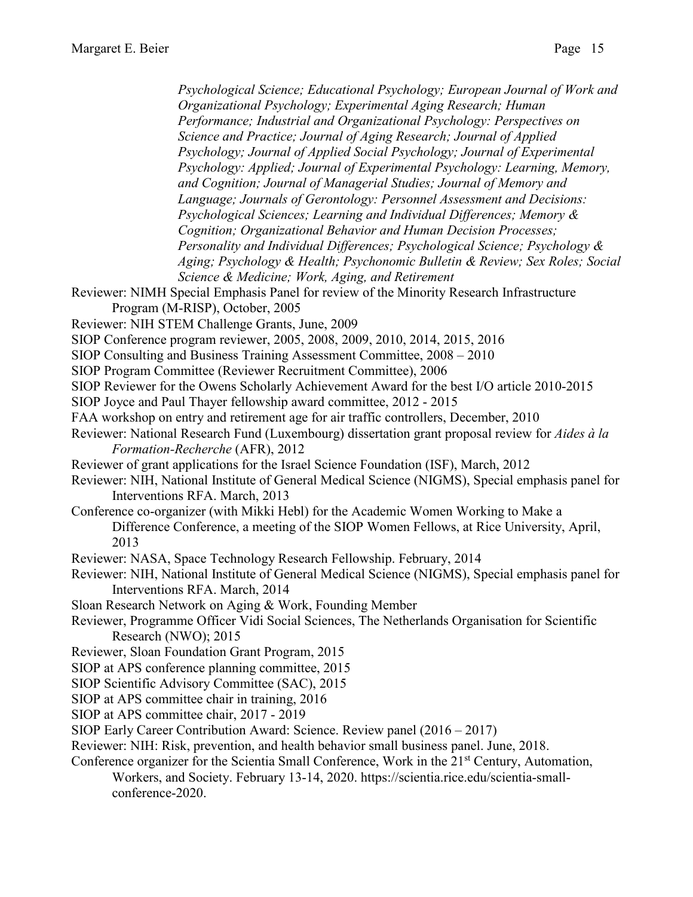*Psychological Science; Educational Psychology; European Journal of Work and Organizational Psychology; Experimental Aging Research; Human Performance; Industrial and Organizational Psychology: Perspectives on Science and Practice; Journal of Aging Research; Journal of Applied Psychology; Journal of Applied Social Psychology; Journal of Experimental Psychology: Applied; Journal of Experimental Psychology: Learning, Memory, and Cognition; Journal of Managerial Studies; Journal of Memory and Language; Journals of Gerontology: Personnel Assessment and Decisions: Psychological Sciences; Learning and Individual Differences; Memory & Cognition; Organizational Behavior and Human Decision Processes; Personality and Individual Differences; Psychological Science; Psychology & Aging; Psychology & Health; Psychonomic Bulletin & Review; Sex Roles; Social Science & Medicine; Work, Aging, and Retirement*

Reviewer: NIMH Special Emphasis Panel for review of the Minority Research Infrastructure Program (M-RISP), October, 2005

Reviewer: NIH STEM Challenge Grants, June, 2009

SIOP Conference program reviewer, 2005, 2008, 2009, 2010, 2014, 2015, 2016

SIOP Consulting and Business Training Assessment Committee, 2008 – 2010

SIOP Program Committee (Reviewer Recruitment Committee), 2006

SIOP Reviewer for the Owens Scholarly Achievement Award for the best I/O article 2010-2015

SIOP Joyce and Paul Thayer fellowship award committee, 2012 - 2015

FAA workshop on entry and retirement age for air traffic controllers, December, 2010

Reviewer: National Research Fund (Luxembourg) dissertation grant proposal review for *Aides à la Formation-Recherche* (AFR), 2012

Reviewer of grant applications for the Israel Science Foundation (ISF), March, 2012

Reviewer: NIH, National Institute of General Medical Science (NIGMS), Special emphasis panel for Interventions RFA. March, 2013

Conference co-organizer (with Mikki Hebl) for the Academic Women Working to Make a Difference Conference, a meeting of the SIOP Women Fellows, at Rice University, April, 2013

Reviewer: NASA, Space Technology Research Fellowship. February, 2014

Reviewer: NIH, National Institute of General Medical Science (NIGMS), Special emphasis panel for Interventions RFA. March, 2014

Sloan Research Network on Aging & Work, Founding Member

Reviewer, Programme Officer Vidi Social Sciences, The Netherlands Organisation for Scientific Research (NWO); 2015

Reviewer, Sloan Foundation Grant Program, 2015

SIOP at APS conference planning committee, 2015

SIOP Scientific Advisory Committee (SAC), 2015

SIOP at APS committee chair in training, 2016

SIOP at APS committee chair, 2017 - 2019

SIOP Early Career Contribution Award: Science. Review panel (2016 – 2017)

Reviewer: NIH: Risk, prevention, and health behavior small business panel. June, 2018.

Conference organizer for the Scientia Small Conference, Work in the 21st Century, Automation, Workers, and Society. February 13-14, 2020. https://scientia.rice.edu/scientia-small-conference-2020.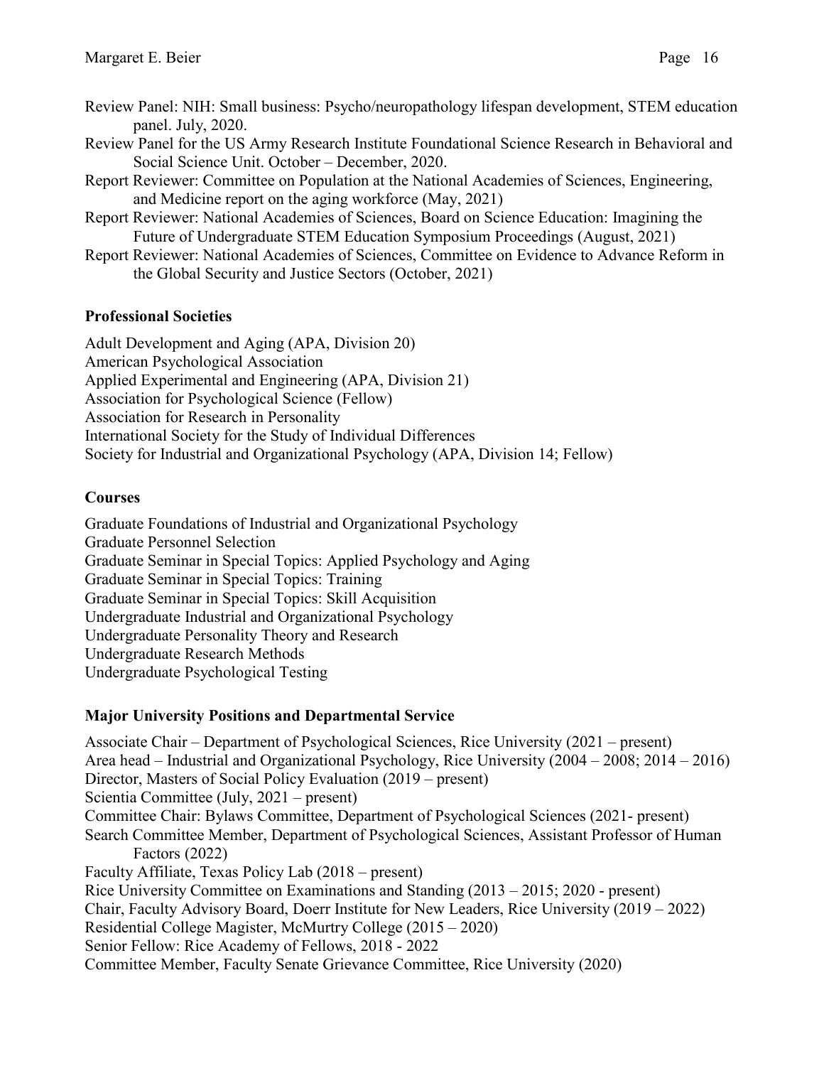Review Panel: NIH: Small business: Psycho/neuropathology lifespan development, STEM education panel. July, 2020.

Review Panel for the US Army Research Institute Foundational Science Research in Behavioral and Social Science Unit. October – December, 2020.

Report Reviewer: Committee on Population at the National Academies of Sciences, Engineering, and Medicine report on the aging workforce (May, 2021)

Report Reviewer: National Academies of Sciences, Board on Science Education: Imagining the Future of Undergraduate STEM Education Symposium Proceedings (August, 2021)

Report Reviewer: National Academies of Sciences, Committee on Evidence to Advance Reform in the Global Security and Justice Sectors (October, 2021)

## Professional Societies

Adult Development and Aging (APA, Division 20)
American Psychological Association
Applied Experimental and Engineering (APA, Division 21)
Association for Psychological Science (Fellow)
Association for Research in Personality
International Society for the Study of Individual Differences
Society for Industrial and Organizational Psychology (APA, Division 14; Fellow)

## Courses

Graduate Foundations of Industrial and Organizational Psychology
Graduate Personnel Selection
Graduate Seminar in Special Topics: Applied Psychology and Aging
Graduate Seminar in Special Topics: Training
Graduate Seminar in Special Topics: Skill Acquisition
Undergraduate Industrial and Organizational Psychology
Undergraduate Personality Theory and Research
Undergraduate Research Methods
Undergraduate Psychological Testing

## Major University Positions and Departmental Service

Associate Chair – Department of Psychological Sciences, Rice University (2021 – present)
Area head – Industrial and Organizational Psychology, Rice University (2004 – 2008; 2014 – 2016)
Director, Masters of Social Policy Evaluation (2019 – present)
Scientia Committee (July, 2021 – present)
Committee Chair: Bylaws Committee, Department of Psychological Sciences (2021- present)
Search Committee Member, Department of Psychological Sciences, Assistant Professor of Human Factors (2022)
Faculty Affiliate, Texas Policy Lab (2018 – present)
Rice University Committee on Examinations and Standing (2013 – 2015; 2020 - present)
Chair, Faculty Advisory Board, Doerr Institute for New Leaders, Rice University (2019 – 2022)
Residential College Magister, McMurtry College (2015 – 2020)
Senior Fellow: Rice Academy of Fellows, 2018 - 2022
Committee Member, Faculty Senate Grievance Committee, Rice University (2020)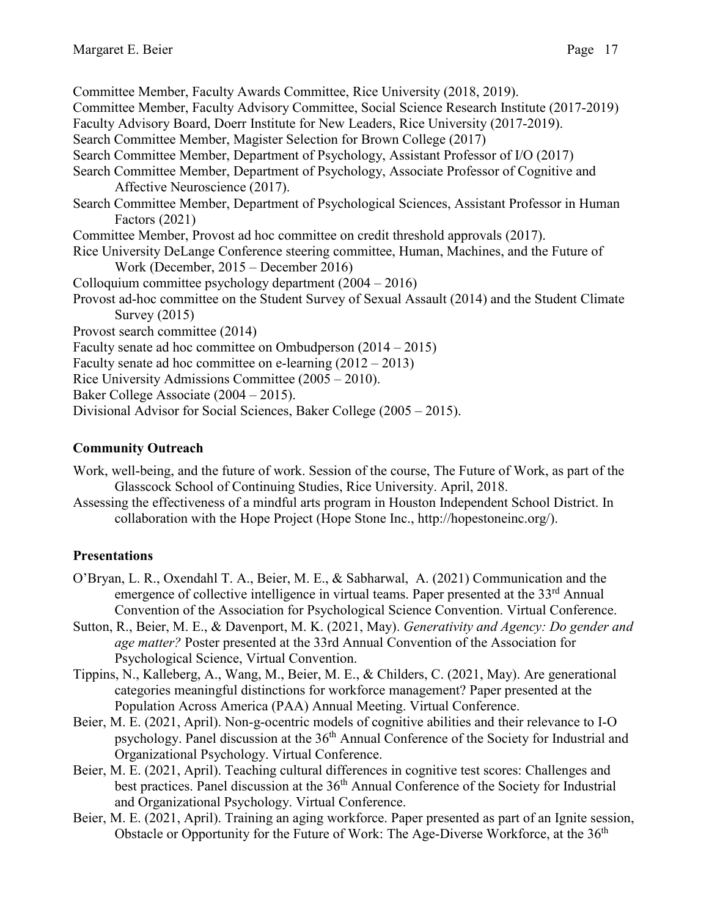Committee Member, Faculty Awards Committee, Rice University (2018, 2019).

Committee Member, Faculty Advisory Committee, Social Science Research Institute (2017-2019)

Faculty Advisory Board, Doerr Institute for New Leaders, Rice University (2017-2019).

Search Committee Member, Magister Selection for Brown College (2017)

Search Committee Member, Department of Psychology, Assistant Professor of I/O (2017)

Search Committee Member, Department of Psychology, Associate Professor of Cognitive and Affective Neuroscience (2017).

Search Committee Member, Department of Psychological Sciences, Assistant Professor in Human Factors (2021)

Committee Member, Provost ad hoc committee on credit threshold approvals (2017).

Rice University DeLange Conference steering committee, Human, Machines, and the Future of Work (December, 2015 – December 2016)

Colloquium committee psychology department (2004 – 2016)

Provost ad-hoc committee on the Student Survey of Sexual Assault (2014) and the Student Climate Survey (2015)

Provost search committee (2014)

Faculty senate ad hoc committee on Ombudperson (2014 – 2015)

Faculty senate ad hoc committee on e-learning (2012 – 2013)

Rice University Admissions Committee (2005 – 2010).

Baker College Associate (2004 – 2015).

Divisional Advisor for Social Sciences, Baker College (2005 – 2015).

**Community Outreach**

Work, well-being, and the future of work. Session of the course, The Future of Work, as part of the Glasscock School of Continuing Studies, Rice University. April, 2018.

Assessing the effectiveness of a mindful arts program in Houston Independent School District. In collaboration with the Hope Project (Hope Stone Inc., http://hopestoneinc.org/).

**Presentations**

O'Bryan, L. R., Oxendahl T. A., Beier, M. E., & Sabharwal, A. (2021) Communication and the emergence of collective intelligence in virtual teams. Paper presented at the 33rd Annual Convention of the Association for Psychological Science Convention. Virtual Conference.

Sutton, R., Beier, M. E., & Davenport, M. K. (2021, May). *Generativity and Agency: Do gender and age matter?* Poster presented at the 33rd Annual Convention of the Association for Psychological Science, Virtual Convention.

Tippins, N., Kalleberg, A., Wang, M., Beier, M. E., & Childers, C. (2021, May). Are generational categories meaningful distinctions for workforce management? Paper presented at the Population Across America (PAA) Annual Meeting. Virtual Conference.

Beier, M. E. (2021, April). Non-g-ocentric models of cognitive abilities and their relevance to I-O psychology. Panel discussion at the 36th Annual Conference of the Society for Industrial and Organizational Psychology. Virtual Conference.

Beier, M. E. (2021, April). Teaching cultural differences in cognitive test scores: Challenges and best practices. Panel discussion at the 36th Annual Conference of the Society for Industrial and Organizational Psychology. Virtual Conference.

Beier, M. E. (2021, April). Training an aging workforce. Paper presented as part of an Ignite session, Obstacle or Opportunity for the Future of Work: The Age-Diverse Workforce, at the 36th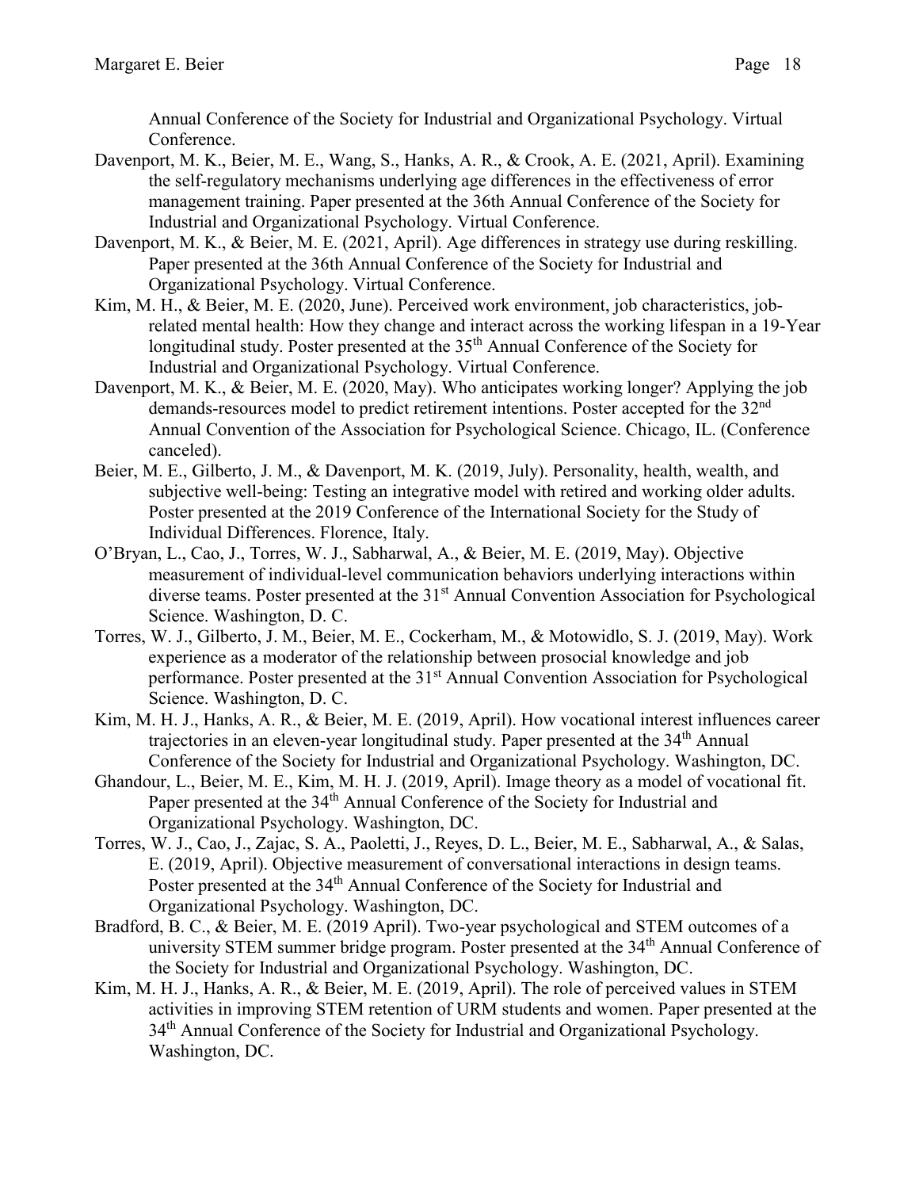Annual Conference of the Society for Industrial and Organizational Psychology. Virtual Conference.

Davenport, M. K., Beier, M. E., Wang, S., Hanks, A. R., & Crook, A. E. (2021, April). Examining the self-regulatory mechanisms underlying age differences in the effectiveness of error management training. Paper presented at the 36th Annual Conference of the Society for Industrial and Organizational Psychology. Virtual Conference.

Davenport, M. K., & Beier, M. E. (2021, April). Age differences in strategy use during reskilling. Paper presented at the 36th Annual Conference of the Society for Industrial and Organizational Psychology. Virtual Conference.

Kim, M. H., & Beier, M. E. (2020, June). Perceived work environment, job characteristics, job-related mental health: How they change and interact across the working lifespan in a 19-Year longitudinal study. Poster presented at the 35th Annual Conference of the Society for Industrial and Organizational Psychology. Virtual Conference.

Davenport, M. K., & Beier, M. E. (2020, May). Who anticipates working longer? Applying the job demands-resources model to predict retirement intentions. Poster accepted for the 32nd Annual Convention of the Association for Psychological Science. Chicago, IL. (Conference canceled).

Beier, M. E., Gilberto, J. M., & Davenport, M. K. (2019, July). Personality, health, wealth, and subjective well-being: Testing an integrative model with retired and working older adults. Poster presented at the 2019 Conference of the International Society for the Study of Individual Differences. Florence, Italy.

O'Bryan, L., Cao, J., Torres, W. J., Sabharwal, A., & Beier, M. E. (2019, May). Objective measurement of individual-level communication behaviors underlying interactions within diverse teams. Poster presented at the 31st Annual Convention Association for Psychological Science. Washington, D. C.

Torres, W. J., Gilberto, J. M., Beier, M. E., Cockerham, M., & Motowidlo, S. J. (2019, May). Work experience as a moderator of the relationship between prosocial knowledge and job performance. Poster presented at the 31st Annual Convention Association for Psychological Science. Washington, D. C.

Kim, M. H. J., Hanks, A. R., & Beier, M. E. (2019, April). How vocational interest influences career trajectories in an eleven-year longitudinal study. Paper presented at the 34th Annual Conference of the Society for Industrial and Organizational Psychology. Washington, DC.

Ghandour, L., Beier, M. E., Kim, M. H. J. (2019, April). Image theory as a model of vocational fit. Paper presented at the 34th Annual Conference of the Society for Industrial and Organizational Psychology. Washington, DC.

Torres, W. J., Cao, J., Zajac, S. A., Paoletti, J., Reyes, D. L., Beier, M. E., Sabharwal, A., & Salas, E. (2019, April). Objective measurement of conversational interactions in design teams. Poster presented at the 34th Annual Conference of the Society for Industrial and Organizational Psychology. Washington, DC.

Bradford, B. C., & Beier, M. E. (2019 April). Two-year psychological and STEM outcomes of a university STEM summer bridge program. Poster presented at the 34th Annual Conference of the Society for Industrial and Organizational Psychology. Washington, DC.

Kim, M. H. J., Hanks, A. R., & Beier, M. E. (2019, April). The role of perceived values in STEM activities in improving STEM retention of URM students and women. Paper presented at the 34th Annual Conference of the Society for Industrial and Organizational Psychology. Washington, DC.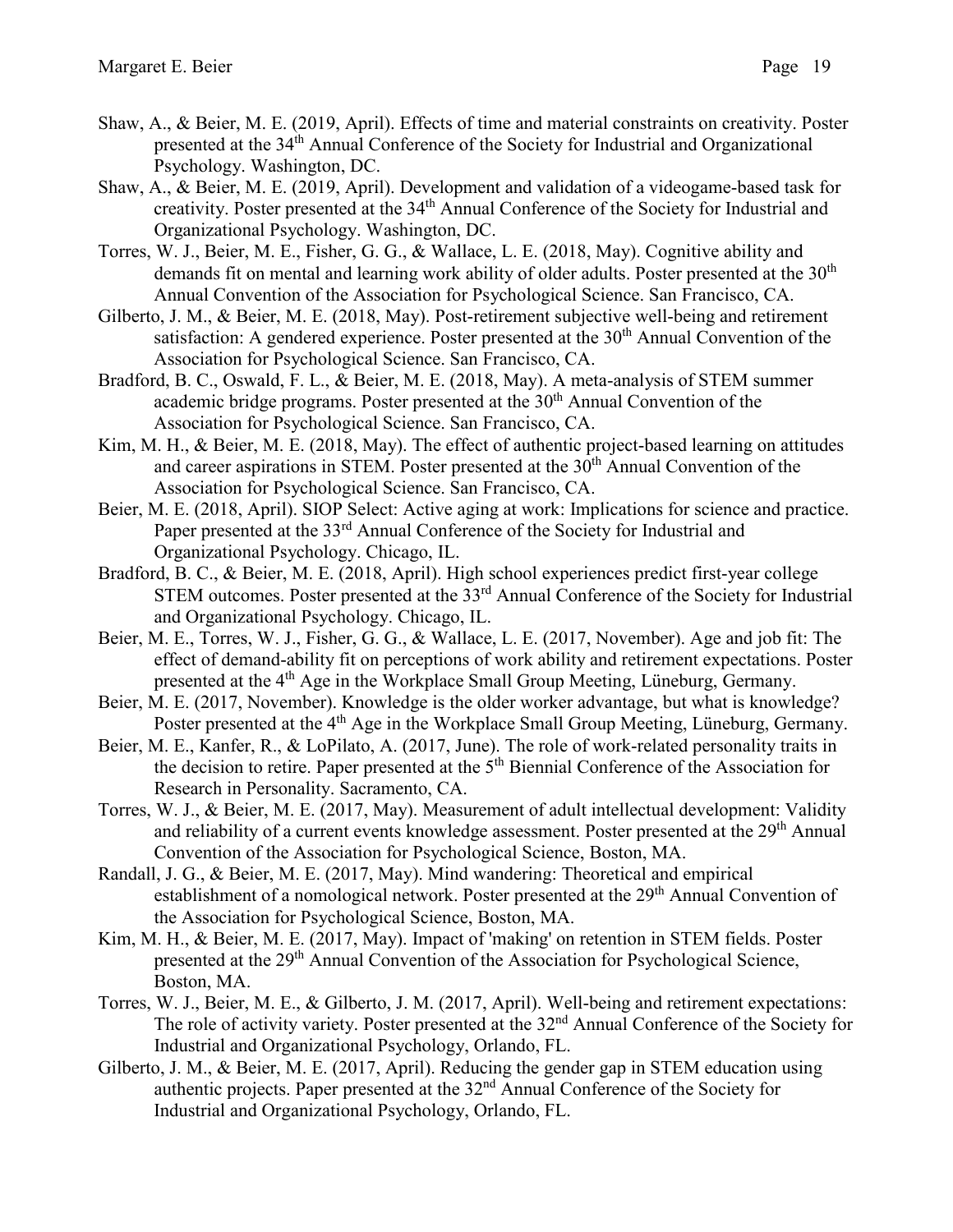Shaw, A., & Beier, M. E. (2019, April). Effects of time and material constraints on creativity. Poster presented at the 34th Annual Conference of the Society for Industrial and Organizational Psychology. Washington, DC.

Shaw, A., & Beier, M. E. (2019, April). Development and validation of a videogame-based task for creativity. Poster presented at the 34th Annual Conference of the Society for Industrial and Organizational Psychology. Washington, DC.

Torres, W. J., Beier, M. E., Fisher, G. G., & Wallace, L. E. (2018, May). Cognitive ability and demands fit on mental and learning work ability of older adults. Poster presented at the 30th Annual Convention of the Association for Psychological Science. San Francisco, CA.

Gilberto, J. M., & Beier, M. E. (2018, May). Post-retirement subjective well-being and retirement satisfaction: A gendered experience. Poster presented at the 30th Annual Convention of the Association for Psychological Science. San Francisco, CA.

Bradford, B. C., Oswald, F. L., & Beier, M. E. (2018, May). A meta-analysis of STEM summer academic bridge programs. Poster presented at the 30th Annual Convention of the Association for Psychological Science. San Francisco, CA.

Kim, M. H., & Beier, M. E. (2018, May). The effect of authentic project-based learning on attitudes and career aspirations in STEM. Poster presented at the 30th Annual Convention of the Association for Psychological Science. San Francisco, CA.

Beier, M. E. (2018, April). SIOP Select: Active aging at work: Implications for science and practice. Paper presented at the 33rd Annual Conference of the Society for Industrial and Organizational Psychology. Chicago, IL.

Bradford, B. C., & Beier, M. E. (2018, April). High school experiences predict first-year college STEM outcomes. Poster presented at the 33rd Annual Conference of the Society for Industrial and Organizational Psychology. Chicago, IL.

Beier, M. E., Torres, W. J., Fisher, G. G., & Wallace, L. E. (2017, November). Age and job fit: The effect of demand-ability fit on perceptions of work ability and retirement expectations. Poster presented at the 4th Age in the Workplace Small Group Meeting, Lüneburg, Germany.

Beier, M. E. (2017, November). Knowledge is the older worker advantage, but what is knowledge? Poster presented at the 4th Age in the Workplace Small Group Meeting, Lüneburg, Germany.

Beier, M. E., Kanfer, R., & LoPilato, A. (2017, June). The role of work-related personality traits in the decision to retire. Paper presented at the 5th Biennial Conference of the Association for Research in Personality. Sacramento, CA.

Torres, W. J., & Beier, M. E. (2017, May). Measurement of adult intellectual development: Validity and reliability of a current events knowledge assessment. Poster presented at the 29th Annual Convention of the Association for Psychological Science, Boston, MA.

Randall, J. G., & Beier, M. E. (2017, May). Mind wandering: Theoretical and empirical establishment of a nomological network. Poster presented at the 29th Annual Convention of the Association for Psychological Science, Boston, MA.

Kim, M. H., & Beier, M. E. (2017, May). Impact of 'making' on retention in STEM fields. Poster presented at the 29th Annual Convention of the Association for Psychological Science, Boston, MA.

Torres, W. J., Beier, M. E., & Gilberto, J. M. (2017, April). Well-being and retirement expectations: The role of activity variety. Poster presented at the 32nd Annual Conference of the Society for Industrial and Organizational Psychology, Orlando, FL.

Gilberto, J. M., & Beier, M. E. (2017, April). Reducing the gender gap in STEM education using authentic projects. Paper presented at the 32nd Annual Conference of the Society for Industrial and Organizational Psychology, Orlando, FL.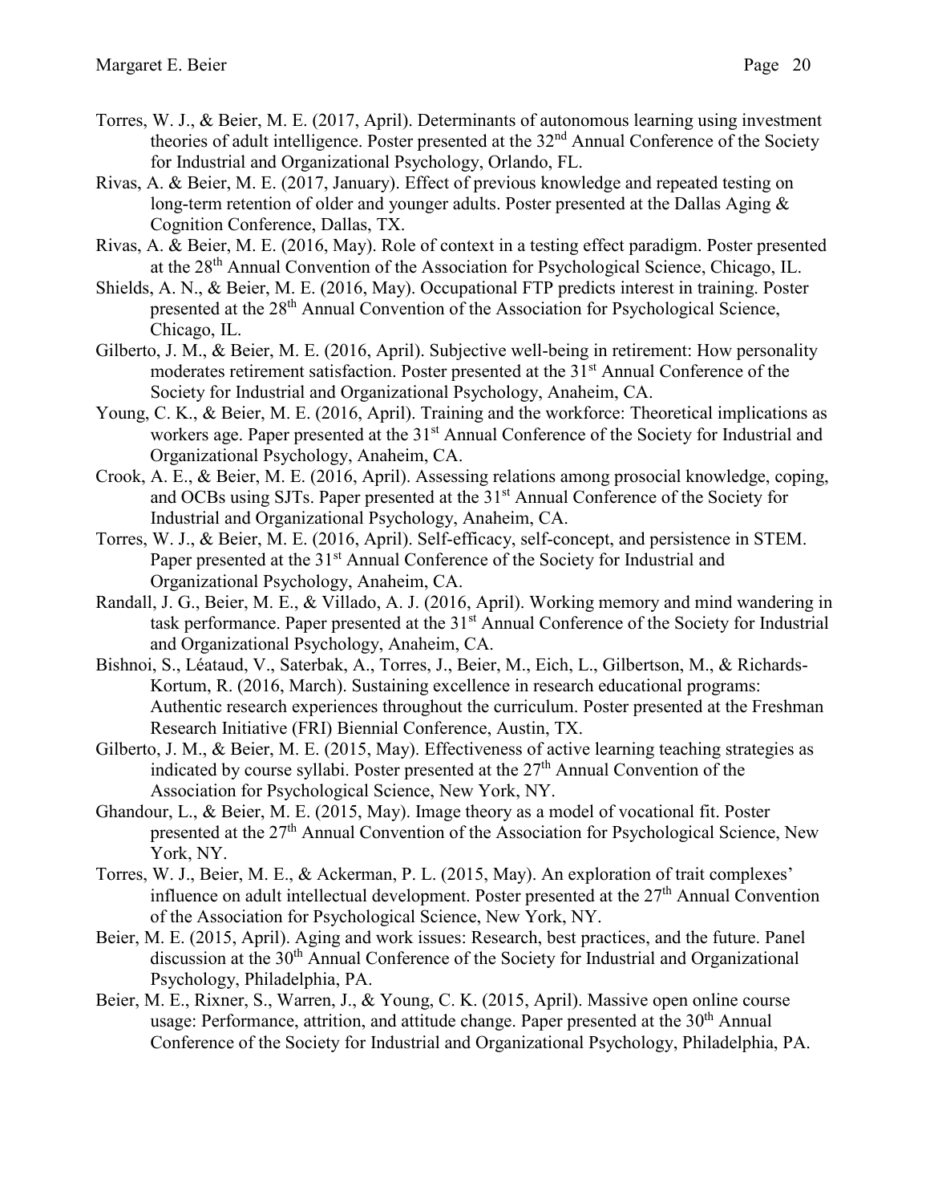Torres, W. J., & Beier, M. E. (2017, April). Determinants of autonomous learning using investment theories of adult intelligence. Poster presented at the 32nd Annual Conference of the Society for Industrial and Organizational Psychology, Orlando, FL.

Rivas, A. & Beier, M. E. (2017, January). Effect of previous knowledge and repeated testing on long-term retention of older and younger adults. Poster presented at the Dallas Aging & Cognition Conference, Dallas, TX.

Rivas, A. & Beier, M. E. (2016, May). Role of context in a testing effect paradigm. Poster presented at the 28th Annual Convention of the Association for Psychological Science, Chicago, IL.

Shields, A. N., & Beier, M. E. (2016, May). Occupational FTP predicts interest in training. Poster presented at the 28th Annual Convention of the Association for Psychological Science, Chicago, IL.

Gilberto, J. M., & Beier, M. E. (2016, April). Subjective well-being in retirement: How personality moderates retirement satisfaction. Poster presented at the 31st Annual Conference of the Society for Industrial and Organizational Psychology, Anaheim, CA.

Young, C. K., & Beier, M. E. (2016, April). Training and the workforce: Theoretical implications as workers age. Paper presented at the 31st Annual Conference of the Society for Industrial and Organizational Psychology, Anaheim, CA.

Crook, A. E., & Beier, M. E. (2016, April). Assessing relations among prosocial knowledge, coping, and OCBs using SJTs. Paper presented at the 31st Annual Conference of the Society for Industrial and Organizational Psychology, Anaheim, CA.

Torres, W. J., & Beier, M. E. (2016, April). Self-efficacy, self-concept, and persistence in STEM. Paper presented at the 31st Annual Conference of the Society for Industrial and Organizational Psychology, Anaheim, CA.

Randall, J. G., Beier, M. E., & Villado, A. J. (2016, April). Working memory and mind wandering in task performance. Paper presented at the 31st Annual Conference of the Society for Industrial and Organizational Psychology, Anaheim, CA.

Bishnoi, S., Léataud, V., Saterbak, A., Torres, J., Beier, M., Eich, L., Gilbertson, M., & Richards-Kortum, R. (2016, March). Sustaining excellence in research educational programs: Authentic research experiences throughout the curriculum. Poster presented at the Freshman Research Initiative (FRI) Biennial Conference, Austin, TX.

Gilberto, J. M., & Beier, M. E. (2015, May). Effectiveness of active learning teaching strategies as indicated by course syllabi. Poster presented at the 27th Annual Convention of the Association for Psychological Science, New York, NY.

Ghandour, L., & Beier, M. E. (2015, May). Image theory as a model of vocational fit. Poster presented at the 27th Annual Convention of the Association for Psychological Science, New York, NY.

Torres, W. J., Beier, M. E., & Ackerman, P. L. (2015, May). An exploration of trait complexes' influence on adult intellectual development. Poster presented at the 27th Annual Convention of the Association for Psychological Science, New York, NY.

Beier, M. E. (2015, April). Aging and work issues: Research, best practices, and the future. Panel discussion at the 30th Annual Conference of the Society for Industrial and Organizational Psychology, Philadelphia, PA.

Beier, M. E., Rixner, S., Warren, J., & Young, C. K. (2015, April). Massive open online course usage: Performance, attrition, and attitude change. Paper presented at the 30th Annual Conference of the Society for Industrial and Organizational Psychology, Philadelphia, PA.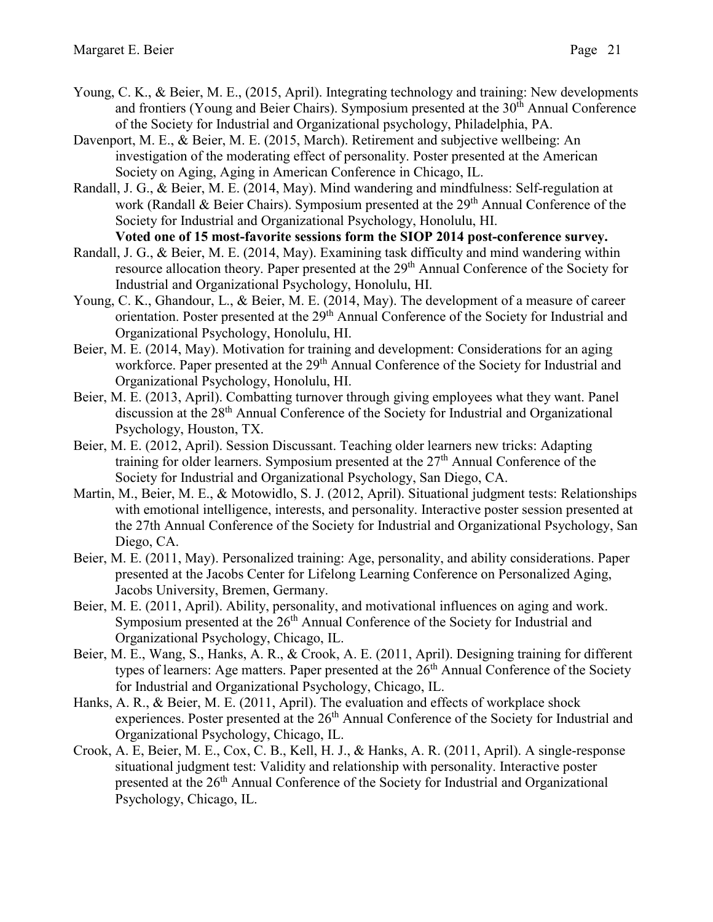Young, C. K., & Beier, M. E., (2015, April). Integrating technology and training: New developments and frontiers (Young and Beier Chairs). Symposium presented at the 30th Annual Conference of the Society for Industrial and Organizational psychology, Philadelphia, PA.

Davenport, M. E., & Beier, M. E. (2015, March). Retirement and subjective wellbeing: An investigation of the moderating effect of personality. Poster presented at the American Society on Aging, Aging in American Conference in Chicago, IL.

Randall, J. G., & Beier, M. E. (2014, May). Mind wandering and mindfulness: Self-regulation at work (Randall & Beier Chairs). Symposium presented at the 29th Annual Conference of the Society for Industrial and Organizational Psychology, Honolulu, HI.
**Voted one of 15 most-favorite sessions form the SIOP 2014 post-conference survey.**

Randall, J. G., & Beier, M. E. (2014, May). Examining task difficulty and mind wandering within resource allocation theory. Paper presented at the 29th Annual Conference of the Society for Industrial and Organizational Psychology, Honolulu, HI.

Young, C. K., Ghandour, L., & Beier, M. E. (2014, May). The development of a measure of career orientation. Poster presented at the 29th Annual Conference of the Society for Industrial and Organizational Psychology, Honolulu, HI.

Beier, M. E. (2014, May). Motivation for training and development: Considerations for an aging workforce. Paper presented at the 29th Annual Conference of the Society for Industrial and Organizational Psychology, Honolulu, HI.

Beier, M. E. (2013, April). Combatting turnover through giving employees what they want. Panel discussion at the 28th Annual Conference of the Society for Industrial and Organizational Psychology, Houston, TX.

Beier, M. E. (2012, April). Session Discussant. Teaching older learners new tricks: Adapting training for older learners. Symposium presented at the 27th Annual Conference of the Society for Industrial and Organizational Psychology, San Diego, CA.

Martin, M., Beier, M. E., & Motowidlo, S. J. (2012, April). Situational judgment tests: Relationships with emotional intelligence, interests, and personality. Interactive poster session presented at the 27th Annual Conference of the Society for Industrial and Organizational Psychology, San Diego, CA.

Beier, M. E. (2011, May). Personalized training: Age, personality, and ability considerations. Paper presented at the Jacobs Center for Lifelong Learning Conference on Personalized Aging, Jacobs University, Bremen, Germany.

Beier, M. E. (2011, April). Ability, personality, and motivational influences on aging and work. Symposium presented at the 26th Annual Conference of the Society for Industrial and Organizational Psychology, Chicago, IL.

Beier, M. E., Wang, S., Hanks, A. R., & Crook, A. E. (2011, April). Designing training for different types of learners: Age matters. Paper presented at the 26th Annual Conference of the Society for Industrial and Organizational Psychology, Chicago, IL.

Hanks, A. R., & Beier, M. E. (2011, April). The evaluation and effects of workplace shock experiences. Poster presented at the 26th Annual Conference of the Society for Industrial and Organizational Psychology, Chicago, IL.

Crook, A. E, Beier, M. E., Cox, C. B., Kell, H. J., & Hanks, A. R. (2011, April). A single-response situational judgment test: Validity and relationship with personality. Interactive poster presented at the 26th Annual Conference of the Society for Industrial and Organizational Psychology, Chicago, IL.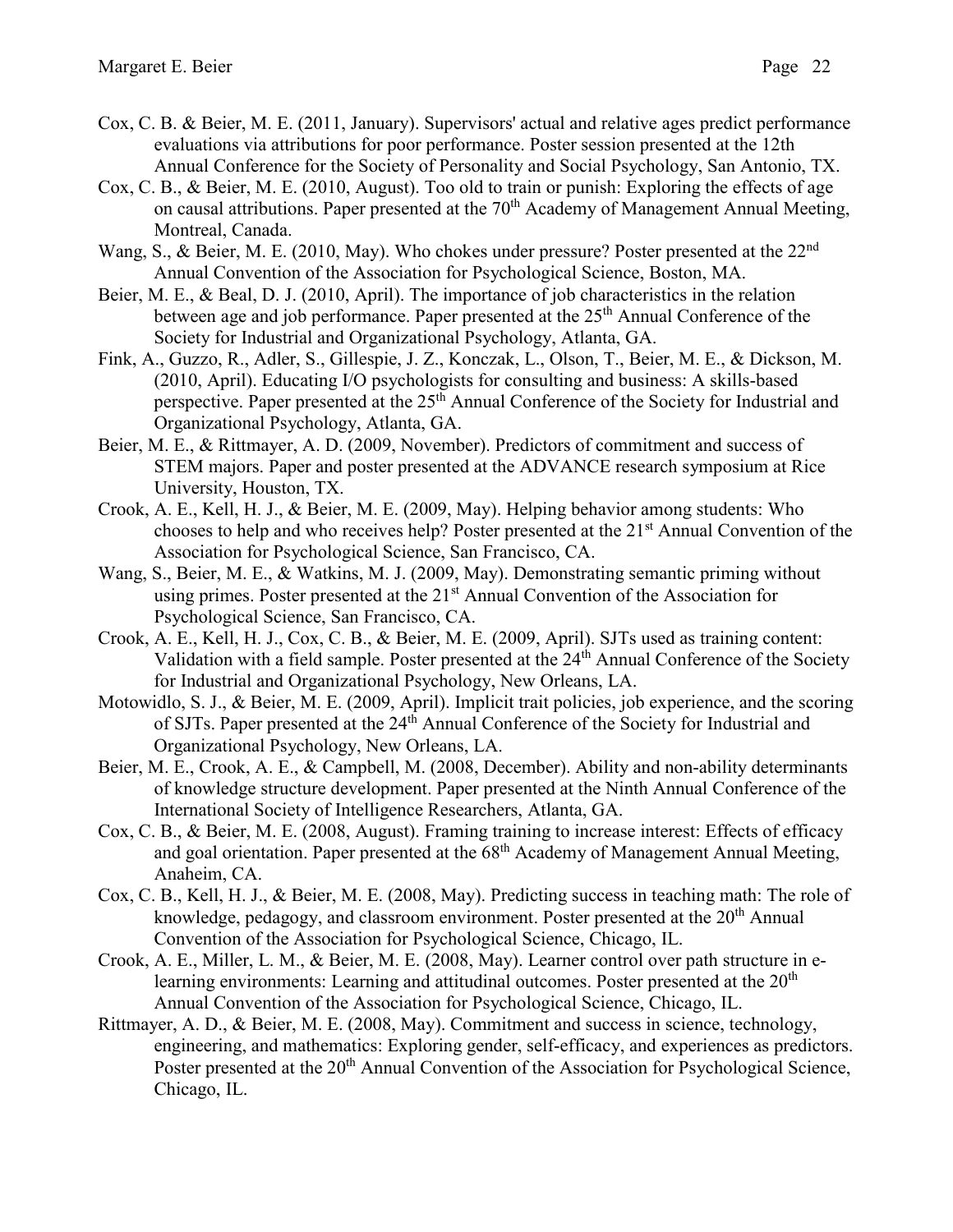Cox, C. B. & Beier, M. E. (2011, January). Supervisors' actual and relative ages predict performance evaluations via attributions for poor performance. Poster session presented at the 12th Annual Conference for the Society of Personality and Social Psychology, San Antonio, TX.

Cox, C. B., & Beier, M. E. (2010, August). Too old to train or punish: Exploring the effects of age on causal attributions. Paper presented at the 70th Academy of Management Annual Meeting, Montreal, Canada.

Wang, S., & Beier, M. E. (2010, May). Who chokes under pressure? Poster presented at the 22nd Annual Convention of the Association for Psychological Science, Boston, MA.

Beier, M. E., & Beal, D. J. (2010, April). The importance of job characteristics in the relation between age and job performance. Paper presented at the 25th Annual Conference of the Society for Industrial and Organizational Psychology, Atlanta, GA.

Fink, A., Guzzo, R., Adler, S., Gillespie, J. Z., Konczak, L., Olson, T., Beier, M. E., & Dickson, M. (2010, April). Educating I/O psychologists for consulting and business: A skills-based perspective. Paper presented at the 25th Annual Conference of the Society for Industrial and Organizational Psychology, Atlanta, GA.

Beier, M. E., & Rittmayer, A. D. (2009, November). Predictors of commitment and success of STEM majors. Paper and poster presented at the ADVANCE research symposium at Rice University, Houston, TX.

Crook, A. E., Kell, H. J., & Beier, M. E. (2009, May). Helping behavior among students: Who chooses to help and who receives help? Poster presented at the 21st Annual Convention of the Association for Psychological Science, San Francisco, CA.

Wang, S., Beier, M. E., & Watkins, M. J. (2009, May). Demonstrating semantic priming without using primes. Poster presented at the 21st Annual Convention of the Association for Psychological Science, San Francisco, CA.

Crook, A. E., Kell, H. J., Cox, C. B., & Beier, M. E. (2009, April). SJTs used as training content: Validation with a field sample. Poster presented at the 24th Annual Conference of the Society for Industrial and Organizational Psychology, New Orleans, LA.

Motowidlo, S. J., & Beier, M. E. (2009, April). Implicit trait policies, job experience, and the scoring of SJTs. Paper presented at the 24th Annual Conference of the Society for Industrial and Organizational Psychology, New Orleans, LA.

Beier, M. E., Crook, A. E., & Campbell, M. (2008, December). Ability and non-ability determinants of knowledge structure development. Paper presented at the Ninth Annual Conference of the International Society of Intelligence Researchers, Atlanta, GA.

Cox, C. B., & Beier, M. E. (2008, August). Framing training to increase interest: Effects of efficacy and goal orientation. Paper presented at the 68th Academy of Management Annual Meeting, Anaheim, CA.

Cox, C. B., Kell, H. J., & Beier, M. E. (2008, May). Predicting success in teaching math: The role of knowledge, pedagogy, and classroom environment. Poster presented at the 20th Annual Convention of the Association for Psychological Science, Chicago, IL.

Crook, A. E., Miller, L. M., & Beier, M. E. (2008, May). Learner control over path structure in e-learning environments: Learning and attitudinal outcomes. Poster presented at the 20th Annual Convention of the Association for Psychological Science, Chicago, IL.

Rittmayer, A. D., & Beier, M. E. (2008, May). Commitment and success in science, technology, engineering, and mathematics: Exploring gender, self-efficacy, and experiences as predictors. Poster presented at the 20th Annual Convention of the Association for Psychological Science, Chicago, IL.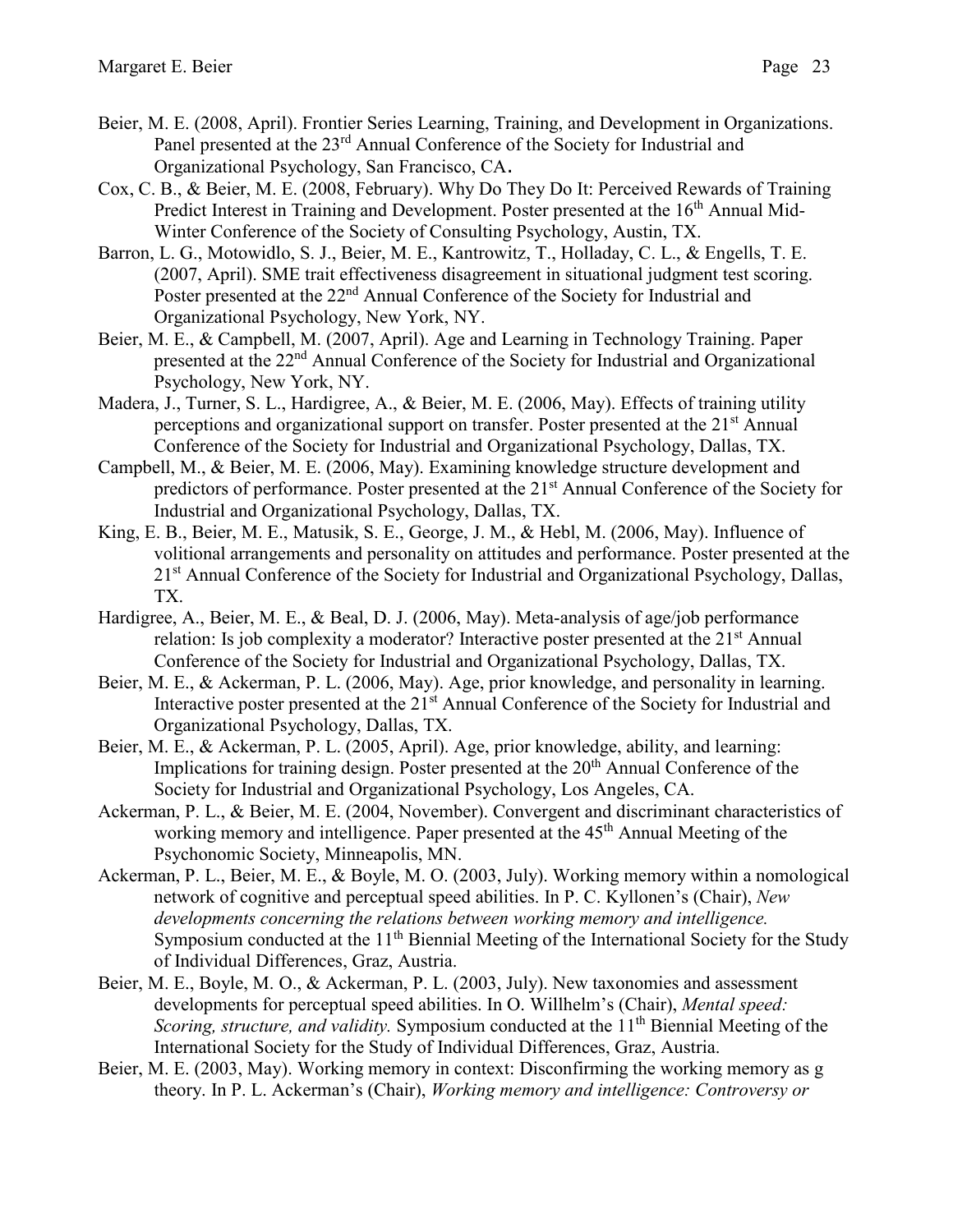Beier, M. E. (2008, April). Frontier Series Learning, Training, and Development in Organizations. Panel presented at the 23rd Annual Conference of the Society for Industrial and Organizational Psychology, San Francisco, CA.

Cox, C. B., & Beier, M. E. (2008, February). Why Do They Do It: Perceived Rewards of Training Predict Interest in Training and Development. Poster presented at the 16th Annual Mid-Winter Conference of the Society of Consulting Psychology, Austin, TX.

Barron, L. G., Motowidlo, S. J., Beier, M. E., Kantrowitz, T., Holladay, C. L., & Engells, T. E. (2007, April). SME trait effectiveness disagreement in situational judgment test scoring. Poster presented at the 22nd Annual Conference of the Society for Industrial and Organizational Psychology, New York, NY.

Beier, M. E., & Campbell, M. (2007, April). Age and Learning in Technology Training. Paper presented at the 22nd Annual Conference of the Society for Industrial and Organizational Psychology, New York, NY.

Madera, J., Turner, S. L., Hardigree, A., & Beier, M. E. (2006, May). Effects of training utility perceptions and organizational support on transfer. Poster presented at the 21st Annual Conference of the Society for Industrial and Organizational Psychology, Dallas, TX.

Campbell, M., & Beier, M. E. (2006, May). Examining knowledge structure development and predictors of performance. Poster presented at the 21st Annual Conference of the Society for Industrial and Organizational Psychology, Dallas, TX.

King, E. B., Beier, M. E., Matusik, S. E., George, J. M., & Hebl, M. (2006, May). Influence of volitional arrangements and personality on attitudes and performance. Poster presented at the 21st Annual Conference of the Society for Industrial and Organizational Psychology, Dallas, TX.

Hardigree, A., Beier, M. E., & Beal, D. J. (2006, May). Meta-analysis of age/job performance relation: Is job complexity a moderator? Interactive poster presented at the 21st Annual Conference of the Society for Industrial and Organizational Psychology, Dallas, TX.

Beier, M. E., & Ackerman, P. L. (2006, May). Age, prior knowledge, and personality in learning. Interactive poster presented at the 21st Annual Conference of the Society for Industrial and Organizational Psychology, Dallas, TX.

Beier, M. E., & Ackerman, P. L. (2005, April). Age, prior knowledge, ability, and learning: Implications for training design. Poster presented at the 20th Annual Conference of the Society for Industrial and Organizational Psychology, Los Angeles, CA.

Ackerman, P. L., & Beier, M. E. (2004, November). Convergent and discriminant characteristics of working memory and intelligence. Paper presented at the 45th Annual Meeting of the Psychonomic Society, Minneapolis, MN.

Ackerman, P. L., Beier, M. E., & Boyle, M. O. (2003, July). Working memory within a nomological network of cognitive and perceptual speed abilities. In P. C. Kyllonen's (Chair), *New developments concerning the relations between working memory and intelligence.* Symposium conducted at the 11th Biennial Meeting of the International Society for the Study of Individual Differences, Graz, Austria.

Beier, M. E., Boyle, M. O., & Ackerman, P. L. (2003, July). New taxonomies and assessment developments for perceptual speed abilities. In O. Willhelm's (Chair), *Mental speed: Scoring, structure, and validity.* Symposium conducted at the 11th Biennial Meeting of the International Society for the Study of Individual Differences, Graz, Austria.

Beier, M. E. (2003, May). Working memory in context: Disconfirming the working memory as g theory. In P. L. Ackerman's (Chair), *Working memory and intelligence: Controversy or*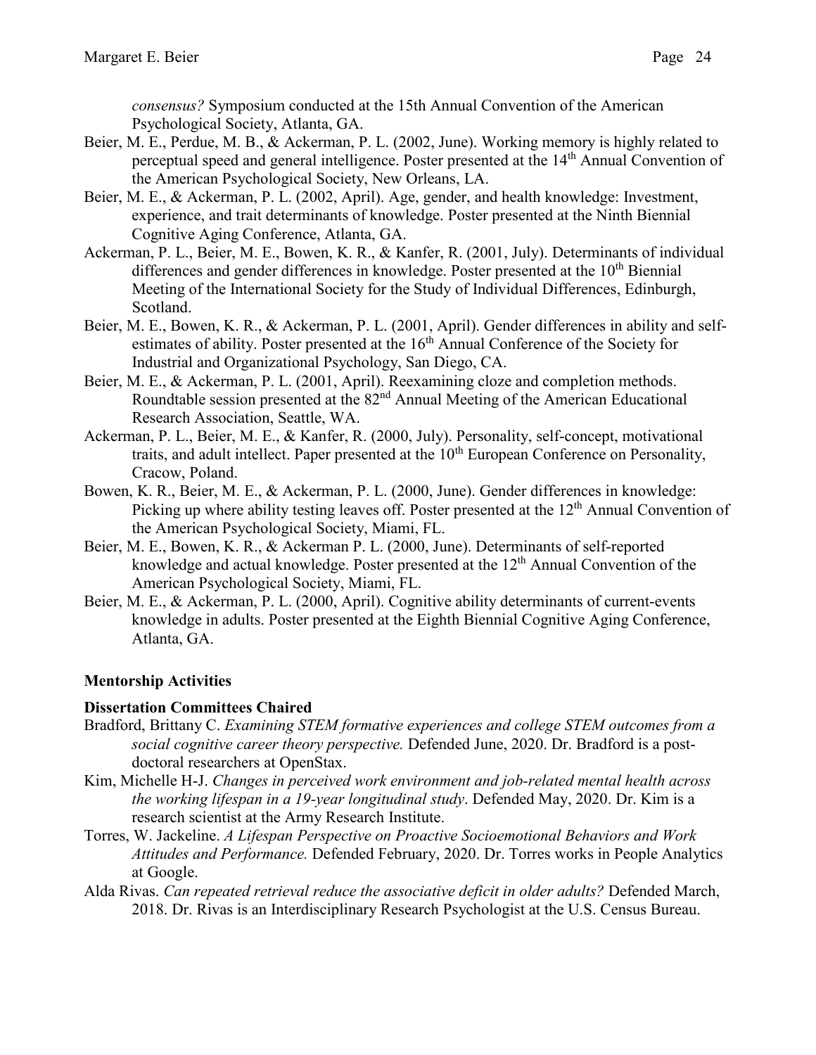*consensus?* Symposium conducted at the 15th Annual Convention of the American Psychological Society, Atlanta, GA.

Beier, M. E., Perdue, M. B., & Ackerman, P. L. (2002, June). Working memory is highly related to perceptual speed and general intelligence. Poster presented at the 14th Annual Convention of the American Psychological Society, New Orleans, LA.

Beier, M. E., & Ackerman, P. L. (2002, April). Age, gender, and health knowledge: Investment, experience, and trait determinants of knowledge. Poster presented at the Ninth Biennial Cognitive Aging Conference, Atlanta, GA.

Ackerman, P. L., Beier, M. E., Bowen, K. R., & Kanfer, R. (2001, July). Determinants of individual differences and gender differences in knowledge. Poster presented at the 10th Biennial Meeting of the International Society for the Study of Individual Differences, Edinburgh, Scotland.

Beier, M. E., Bowen, K. R., & Ackerman, P. L. (2001, April). Gender differences in ability and self-estimates of ability. Poster presented at the 16th Annual Conference of the Society for Industrial and Organizational Psychology, San Diego, CA.

Beier, M. E., & Ackerman, P. L. (2001, April). Reexamining cloze and completion methods. Roundtable session presented at the 82nd Annual Meeting of the American Educational Research Association, Seattle, WA.

Ackerman, P. L., Beier, M. E., & Kanfer, R. (2000, July). Personality, self-concept, motivational traits, and adult intellect. Paper presented at the 10th European Conference on Personality, Cracow, Poland.

Bowen, K. R., Beier, M. E., & Ackerman, P. L. (2000, June). Gender differences in knowledge: Picking up where ability testing leaves off. Poster presented at the 12th Annual Convention of the American Psychological Society, Miami, FL.

Beier, M. E., Bowen, K. R., & Ackerman P. L. (2000, June). Determinants of self-reported knowledge and actual knowledge. Poster presented at the 12th Annual Convention of the American Psychological Society, Miami, FL.

Beier, M. E., & Ackerman, P. L. (2000, April). Cognitive ability determinants of current-events knowledge in adults. Poster presented at the Eighth Biennial Cognitive Aging Conference, Atlanta, GA.

## Mentorship Activities

### Dissertation Committees Chaired

Bradford, Brittany C. *Examining STEM formative experiences and college STEM outcomes from a social cognitive career theory perspective.* Defended June, 2020. Dr. Bradford is a post-doctoral researchers at OpenStax.

Kim, Michelle H-J. *Changes in perceived work environment and job-related mental health across the working lifespan in a 19-year longitudinal study*. Defended May, 2020. Dr. Kim is a research scientist at the Army Research Institute.

Torres, W. Jackeline. *A Lifespan Perspective on Proactive Socioemotional Behaviors and Work Attitudes and Performance.* Defended February, 2020. Dr. Torres works in People Analytics at Google.

Alda Rivas. *Can repeated retrieval reduce the associative deficit in older adults?* Defended March, 2018. Dr. Rivas is an Interdisciplinary Research Psychologist at the U.S. Census Bureau.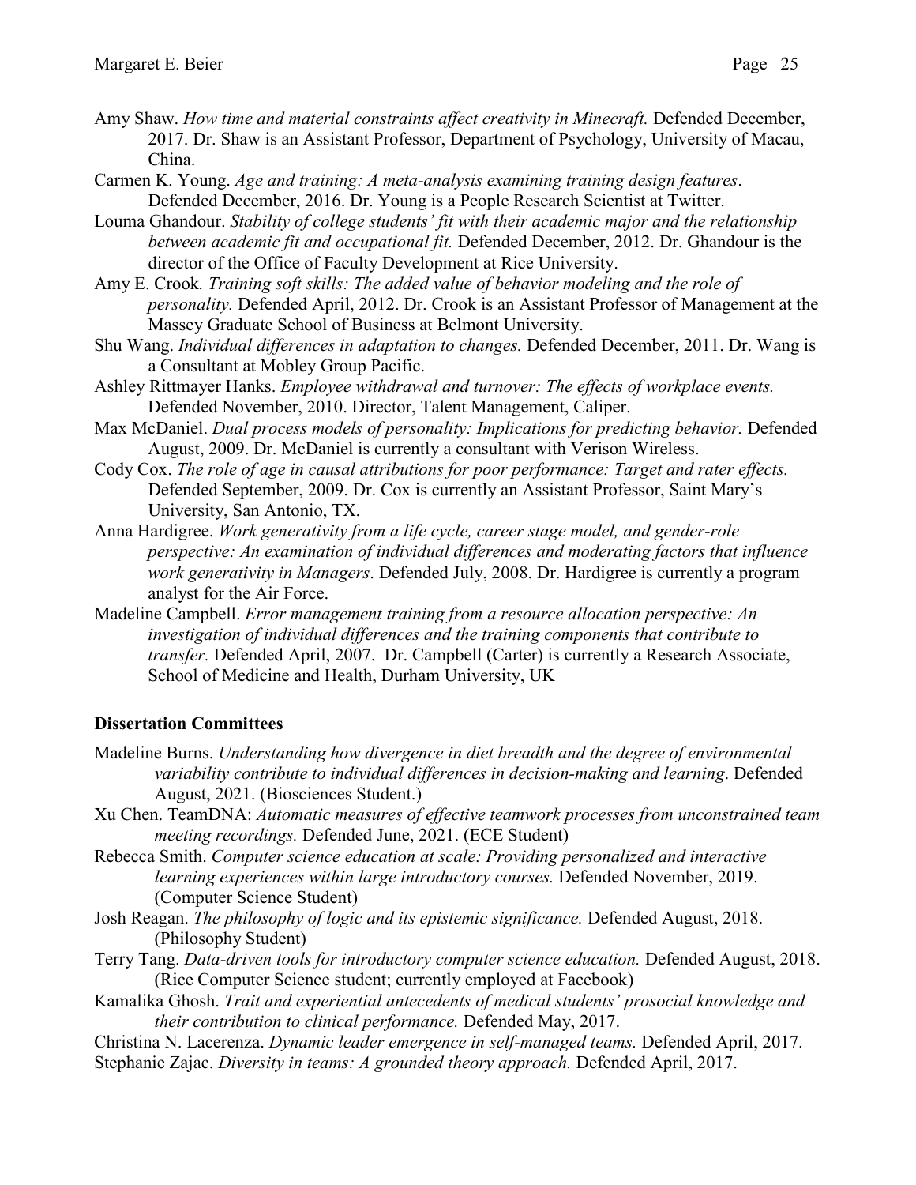Amy Shaw. *How time and material constraints affect creativity in Minecraft.* Defended December, 2017. Dr. Shaw is an Assistant Professor, Department of Psychology, University of Macau, China.

Carmen K. Young. *Age and training: A meta-analysis examining training design features*. Defended December, 2016. Dr. Young is a People Research Scientist at Twitter.

Louma Ghandour. *Stability of college students' fit with their academic major and the relationship between academic fit and occupational fit.* Defended December, 2012. Dr. Ghandour is the director of the Office of Faculty Development at Rice University.

Amy E. Crook. *Training soft skills: The added value of behavior modeling and the role of personality.* Defended April, 2012. Dr. Crook is an Assistant Professor of Management at the Massey Graduate School of Business at Belmont University.

Shu Wang. *Individual differences in adaptation to changes.* Defended December, 2011. Dr. Wang is a Consultant at Mobley Group Pacific.

Ashley Rittmayer Hanks. *Employee withdrawal and turnover: The effects of workplace events.* Defended November, 2010. Director, Talent Management, Caliper.

Max McDaniel. *Dual process models of personality: Implications for predicting behavior.* Defended August, 2009. Dr. McDaniel is currently a consultant with Verison Wireless.

Cody Cox. *The role of age in causal attributions for poor performance: Target and rater effects.* Defended September, 2009. Dr. Cox is currently an Assistant Professor, Saint Mary's University, San Antonio, TX.

Anna Hardigree. *Work generativity from a life cycle, career stage model, and gender-role perspective: An examination of individual differences and moderating factors that influence work generativity in Managers*. Defended July, 2008. Dr. Hardigree is currently a program analyst for the Air Force.

Madeline Campbell. *Error management training from a resource allocation perspective: An investigation of individual differences and the training components that contribute to transfer.* Defended April, 2007. Dr. Campbell (Carter) is currently a Research Associate, School of Medicine and Health, Durham University, UK

**Dissertation Committees**

Madeline Burns. *Understanding how divergence in diet breadth and the degree of environmental variability contribute to individual differences in decision-making and learning*. Defended August, 2021. (Biosciences Student.)

Xu Chen. TeamDNA: *Automatic measures of effective teamwork processes from unconstrained team meeting recordings.* Defended June, 2021. (ECE Student)

Rebecca Smith. *Computer science education at scale: Providing personalized and interactive learning experiences within large introductory courses.* Defended November, 2019. (Computer Science Student)

Josh Reagan. *The philosophy of logic and its epistemic significance.* Defended August, 2018. (Philosophy Student)

Terry Tang. *Data-driven tools for introductory computer science education.* Defended August, 2018. (Rice Computer Science student; currently employed at Facebook)

Kamalika Ghosh. *Trait and experiential antecedents of medical students' prosocial knowledge and their contribution to clinical performance.* Defended May, 2017.

Christina N. Lacerenza. *Dynamic leader emergence in self-managed teams.* Defended April, 2017.

Stephanie Zajac. *Diversity in teams: A grounded theory approach.* Defended April, 2017.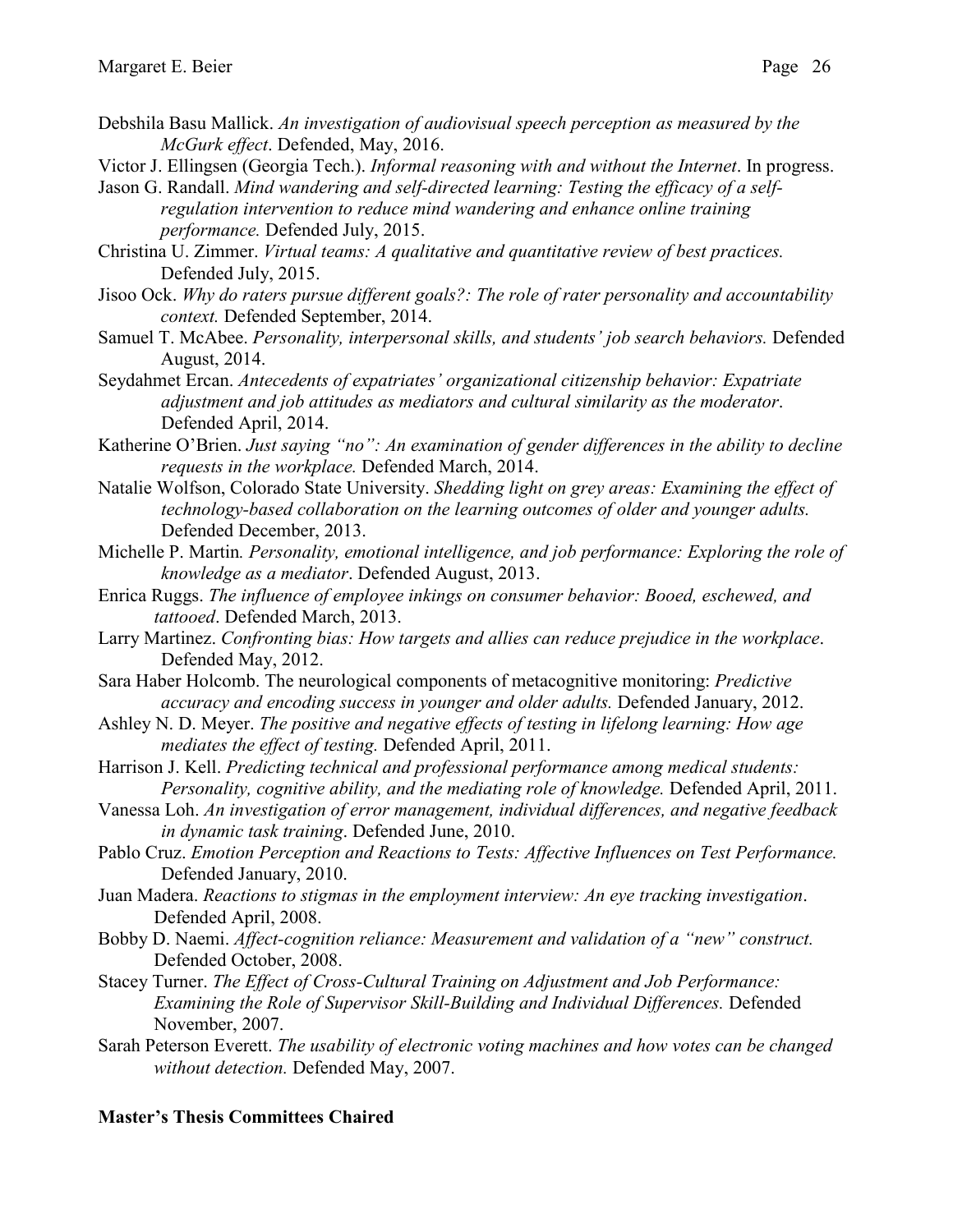Debshila Basu Mallick. *An investigation of audiovisual speech perception as measured by the McGurk effect*. Defended, May, 2016.

Victor J. Ellingsen (Georgia Tech.). *Informal reasoning with and without the Internet*. In progress.

Jason G. Randall. *Mind wandering and self-directed learning: Testing the efficacy of a self-regulation intervention to reduce mind wandering and enhance online training performance.* Defended July, 2015.

Christina U. Zimmer. *Virtual teams: A qualitative and quantitative review of best practices.* Defended July, 2015.

Jisoo Ock. *Why do raters pursue different goals?: The role of rater personality and accountability context.* Defended September, 2014.

Samuel T. McAbee. *Personality, interpersonal skills, and students' job search behaviors.* Defended August, 2014.

Seydahmet Ercan. *Antecedents of expatriates' organizational citizenship behavior: Expatriate adjustment and job attitudes as mediators and cultural similarity as the moderator*. Defended April, 2014.

Katherine O'Brien. *Just saying "no": An examination of gender differences in the ability to decline requests in the workplace.* Defended March, 2014.

Natalie Wolfson, Colorado State University. *Shedding light on grey areas: Examining the effect of technology-based collaboration on the learning outcomes of older and younger adults.* Defended December, 2013.

Michelle P. Martin*. Personality, emotional intelligence, and job performance: Exploring the role of knowledge as a mediator*. Defended August, 2013.

Enrica Ruggs. *The influence of employee inkings on consumer behavior: Booed, eschewed, and tattooed*. Defended March, 2013.

Larry Martinez. *Confronting bias: How targets and allies can reduce prejudice in the workplace*. Defended May, 2012.

Sara Haber Holcomb. The neurological components of metacognitive monitoring: *Predictive accuracy and encoding success in younger and older adults.* Defended January, 2012.

Ashley N. D. Meyer. *The positive and negative effects of testing in lifelong learning: How age mediates the effect of testing.* Defended April, 2011.

Harrison J. Kell. *Predicting technical and professional performance among medical students: Personality, cognitive ability, and the mediating role of knowledge.* Defended April, 2011.

Vanessa Loh. *An investigation of error management, individual differences, and negative feedback in dynamic task training*. Defended June, 2010.

Pablo Cruz. *Emotion Perception and Reactions to Tests: Affective Influences on Test Performance.* Defended January, 2010.

Juan Madera. *Reactions to stigmas in the employment interview: An eye tracking investigation*. Defended April, 2008.

Bobby D. Naemi. *Affect-cognition reliance: Measurement and validation of a "new" construct.* Defended October, 2008.

Stacey Turner. *The Effect of Cross-Cultural Training on Adjustment and Job Performance: Examining the Role of Supervisor Skill-Building and Individual Differences.* Defended November, 2007.

Sarah Peterson Everett. *The usability of electronic voting machines and how votes can be changed without detection.* Defended May, 2007.

**Master's Thesis Committees Chaired**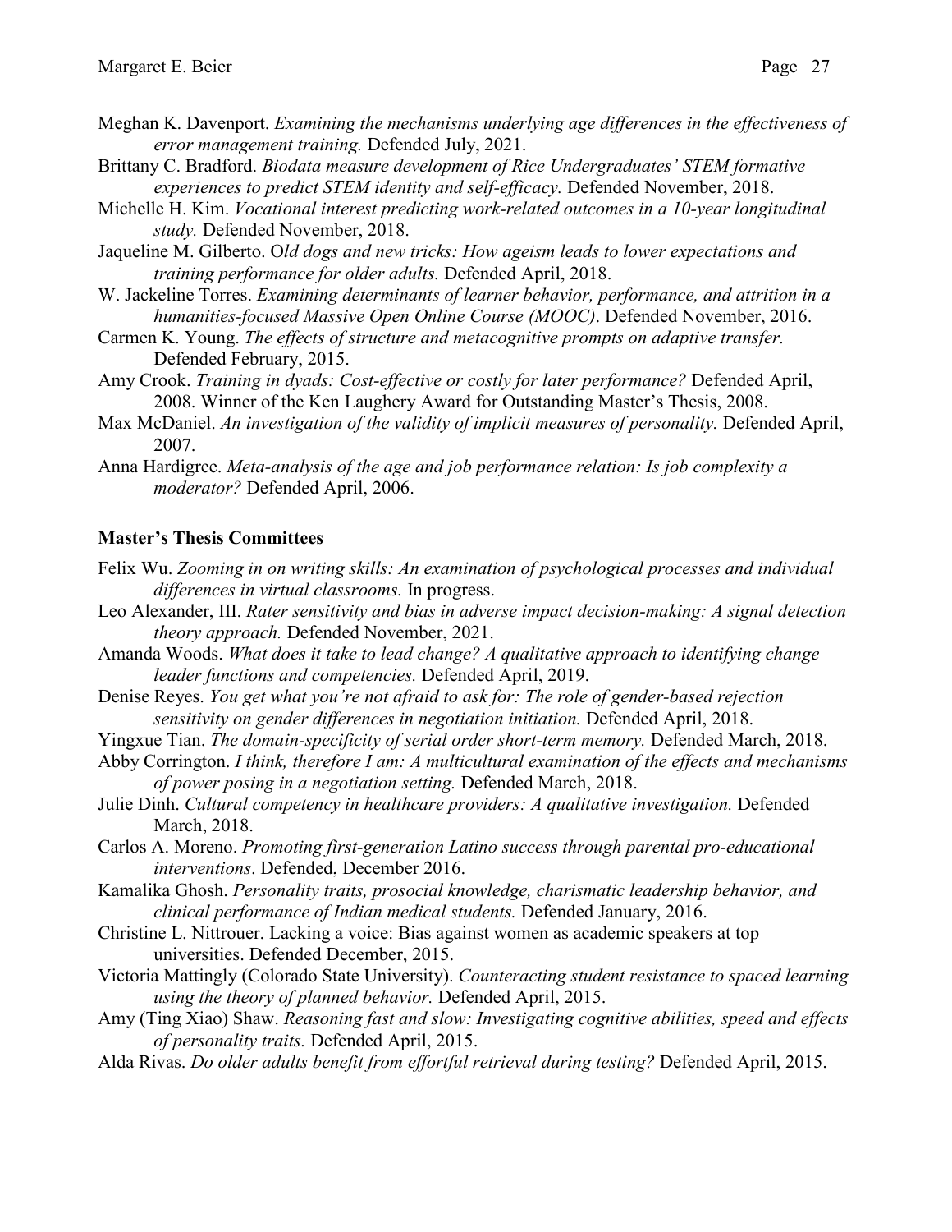Meghan K. Davenport. *Examining the mechanisms underlying age differences in the effectiveness of error management training.* Defended July, 2021.

Brittany C. Bradford. *Biodata measure development of Rice Undergraduates' STEM formative experiences to predict STEM identity and self-efficacy.* Defended November, 2018.

Michelle H. Kim. *Vocational interest predicting work-related outcomes in a 10-year longitudinal study.* Defended November, 2018.

Jaqueline M. Gilberto. O*ld dogs and new tricks: How ageism leads to lower expectations and training performance for older adults.* Defended April, 2018.

W. Jackeline Torres. *Examining determinants of learner behavior, performance, and attrition in a humanities-focused Massive Open Online Course (MOOC)*. Defended November, 2016.

Carmen K. Young. *The effects of structure and metacognitive prompts on adaptive transfer.* Defended February, 2015.

Amy Crook. *Training in dyads: Cost-effective or costly for later performance?* Defended April, 2008. Winner of the Ken Laughery Award for Outstanding Master's Thesis, 2008.

Max McDaniel. *An investigation of the validity of implicit measures of personality.* Defended April, 2007.

Anna Hardigree. *Meta-analysis of the age and job performance relation: Is job complexity a moderator?* Defended April, 2006.

**Master's Thesis Committees**

Felix Wu. *Zooming in on writing skills: An examination of psychological processes and individual differences in virtual classrooms.* In progress.

Leo Alexander, III. *Rater sensitivity and bias in adverse impact decision-making: A signal detection theory approach.* Defended November, 2021.

Amanda Woods. *What does it take to lead change? A qualitative approach to identifying change leader functions and competencies.* Defended April, 2019.

Denise Reyes. *You get what you're not afraid to ask for: The role of gender-based rejection sensitivity on gender differences in negotiation initiation.* Defended April, 2018.

Yingxue Tian. *The domain-specificity of serial order short-term memory.* Defended March, 2018.

Abby Corrington. *I think, therefore I am: A multicultural examination of the effects and mechanisms of power posing in a negotiation setting.* Defended March, 2018.

Julie Dinh. *Cultural competency in healthcare providers: A qualitative investigation.* Defended March, 2018.

Carlos A. Moreno. *Promoting first-generation Latino success through parental pro-educational interventions*. Defended, December 2016.

Kamalika Ghosh. *Personality traits, prosocial knowledge, charismatic leadership behavior, and clinical performance of Indian medical students.* Defended January, 2016.

Christine L. Nittrouer. Lacking a voice: Bias against women as academic speakers at top universities. Defended December, 2015.

Victoria Mattingly (Colorado State University). *Counteracting student resistance to spaced learning using the theory of planned behavior.* Defended April, 2015.

Amy (Ting Xiao) Shaw. *Reasoning fast and slow: Investigating cognitive abilities, speed and effects of personality traits.* Defended April, 2015.

Alda Rivas. *Do older adults benefit from effortful retrieval during testing?* Defended April, 2015.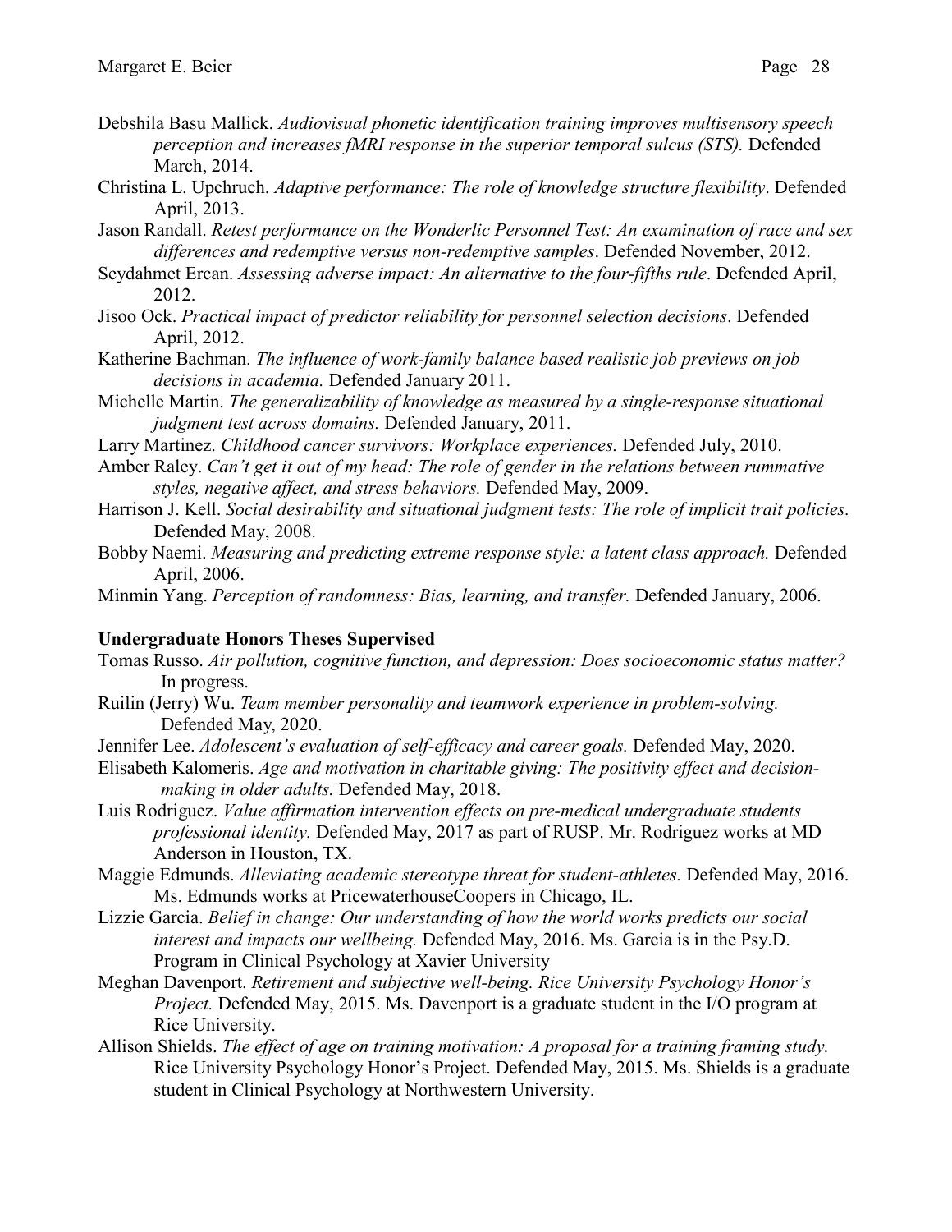Debshila Basu Mallick. *Audiovisual phonetic identification training improves multisensory speech perception and increases fMRI response in the superior temporal sulcus (STS).* Defended March, 2014.

Christina L. Upchruch. *Adaptive performance: The role of knowledge structure flexibility*. Defended April, 2013.

Jason Randall. *Retest performance on the Wonderlic Personnel Test: An examination of race and sex differences and redemptive versus non-redemptive samples*. Defended November, 2012.

Seydahmet Ercan. *Assessing adverse impact: An alternative to the four-fifths rule*. Defended April, 2012.

Jisoo Ock. *Practical impact of predictor reliability for personnel selection decisions*. Defended April, 2012.

Katherine Bachman. *The influence of work-family balance based realistic job previews on job decisions in academia.* Defended January 2011.

Michelle Martin. *The generalizability of knowledge as measured by a single-response situational judgment test across domains.* Defended January, 2011.

Larry Martinez. *Childhood cancer survivors: Workplace experiences.* Defended July, 2010.

Amber Raley. *Can't get it out of my head: The role of gender in the relations between rummative styles, negative affect, and stress behaviors.* Defended May, 2009.

Harrison J. Kell. *Social desirability and situational judgment tests: The role of implicit trait policies.* Defended May, 2008.

Bobby Naemi. *Measuring and predicting extreme response style: a latent class approach.* Defended April, 2006.

Minmin Yang. *Perception of randomness: Bias, learning, and transfer.* Defended January, 2006.

**Undergraduate Honors Theses Supervised**

Tomas Russo. *Air pollution, cognitive function, and depression: Does socioeconomic status matter?* In progress.

Ruilin (Jerry) Wu. *Team member personality and teamwork experience in problem-solving.* Defended May, 2020.

Jennifer Lee. *Adolescent's evaluation of self-efficacy and career goals.* Defended May, 2020.

Elisabeth Kalomeris. *Age and motivation in charitable giving: The positivity effect and decision-making in older adults.* Defended May, 2018.

Luis Rodriguez. *Value affirmation intervention effects on pre-medical undergraduate students professional identity.* Defended May, 2017 as part of RUSP. Mr. Rodriguez works at MD Anderson in Houston, TX.

Maggie Edmunds. *Alleviating academic stereotype threat for student-athletes.* Defended May, 2016. Ms. Edmunds works at PricewaterhouseCoopers in Chicago, IL.

Lizzie Garcia. *Belief in change: Our understanding of how the world works predicts our social interest and impacts our wellbeing.* Defended May, 2016. Ms. Garcia is in the Psy.D. Program in Clinical Psychology at Xavier University

Meghan Davenport. *Retirement and subjective well-being. Rice University Psychology Honor's Project.* Defended May, 2015. Ms. Davenport is a graduate student in the I/O program at Rice University.

Allison Shields. *The effect of age on training motivation: A proposal for a training framing study.* Rice University Psychology Honor's Project. Defended May, 2015. Ms. Shields is a graduate student in Clinical Psychology at Northwestern University.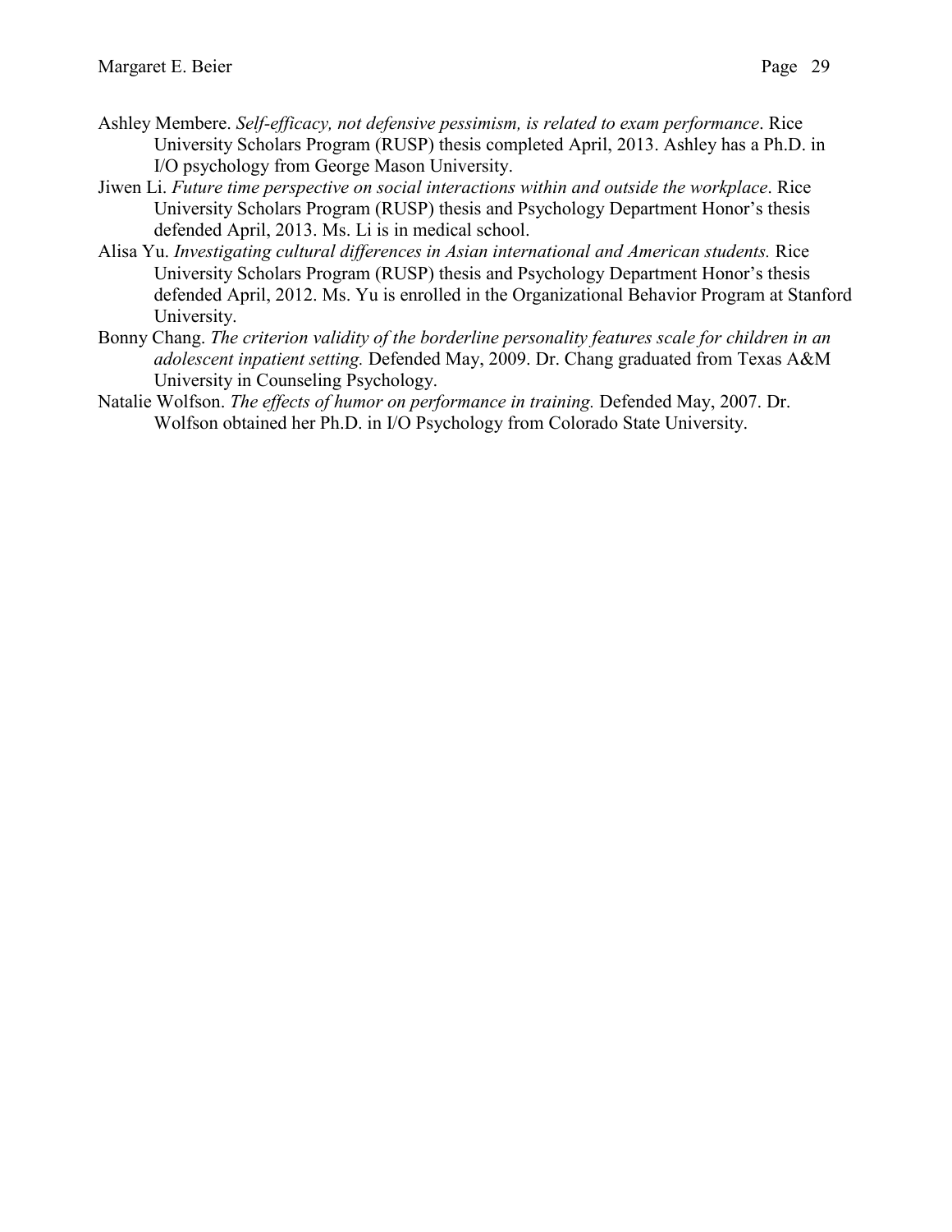Ashley Membere. *Self-efficacy, not defensive pessimism, is related to exam performance*. Rice University Scholars Program (RUSP) thesis completed April, 2013. Ashley has a Ph.D. in I/O psychology from George Mason University.

Jiwen Li. *Future time perspective on social interactions within and outside the workplace*. Rice University Scholars Program (RUSP) thesis and Psychology Department Honor's thesis defended April, 2013. Ms. Li is in medical school.

Alisa Yu. *Investigating cultural differences in Asian international and American students.* Rice University Scholars Program (RUSP) thesis and Psychology Department Honor's thesis defended April, 2012. Ms. Yu is enrolled in the Organizational Behavior Program at Stanford University.

Bonny Chang. *The criterion validity of the borderline personality features scale for children in an adolescent inpatient setting.* Defended May, 2009. Dr. Chang graduated from Texas A&M University in Counseling Psychology.

Natalie Wolfson. *The effects of humor on performance in training.* Defended May, 2007. Dr. Wolfson obtained her Ph.D. in I/O Psychology from Colorado State University.